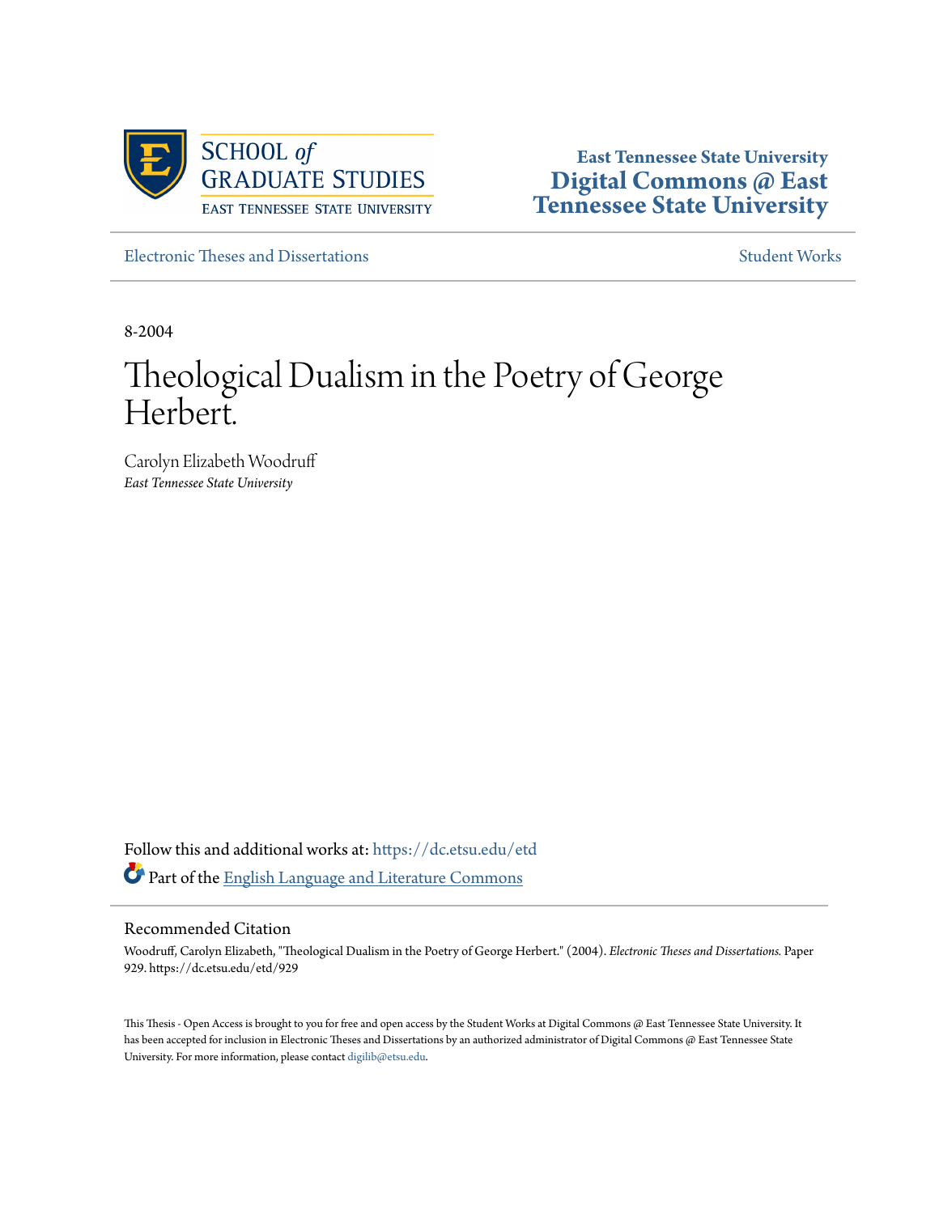SCHOOL *of* GRADUATE STUDIES
EAST TENNESSEE STATE UNIVERSITY

**East Tennessee State University**
**Digital Commons @ East Tennessee State University**

Electronic Theses and Dissertations | Student Works

8-2004

# Theological Dualism in the Poetry of George Herbert.

Carolyn Elizabeth Woodruff
*East Tennessee State University*

Follow this and additional works at: https://dc.etsu.edu/etd

Part of the English Language and Literature Commons

## Recommended Citation

Woodruff, Carolyn Elizabeth, "Theological Dualism in the Poetry of George Herbert." (2004). *Electronic Theses and Dissertations.* Paper 929. https://dc.etsu.edu/etd/929

This Thesis - Open Access is brought to you for free and open access by the Student Works at Digital Commons @ East Tennessee State University. It has been accepted for inclusion in Electronic Theses and Dissertations by an authorized administrator of Digital Commons @ East Tennessee State University. For more information, please contact digilib@etsu.edu.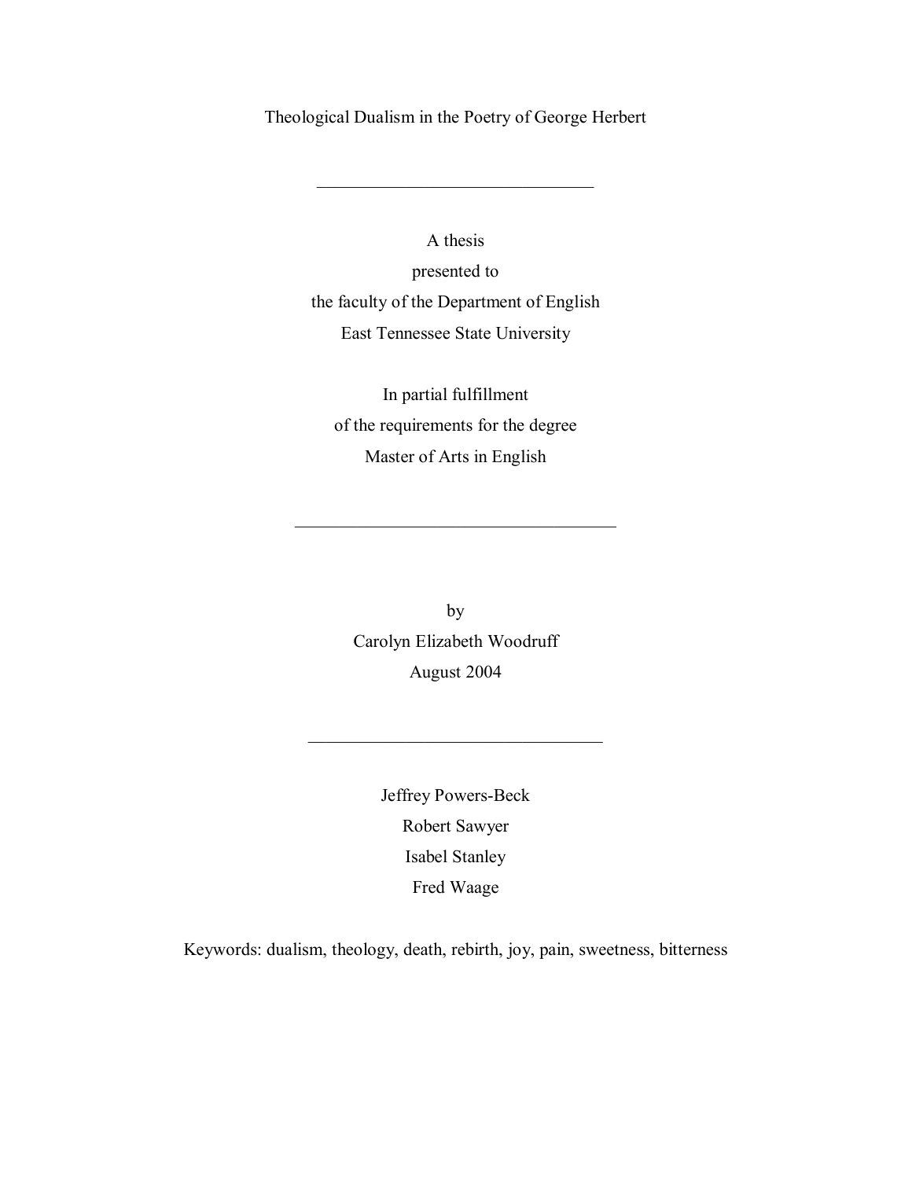# Theological Dualism in the Poetry of George Herbert

---

A thesis

presented to

the faculty of the Department of English

East Tennessee State University

In partial fulfillment

of the requirements for the degree

Master of Arts in English

---

by

Carolyn Elizabeth Woodruff

August 2004

---

Jeffrey Powers-Beck

Robert Sawyer

Isabel Stanley

Fred Waage

Keywords: dualism, theology, death, rebirth, joy, pain, sweetness, bitterness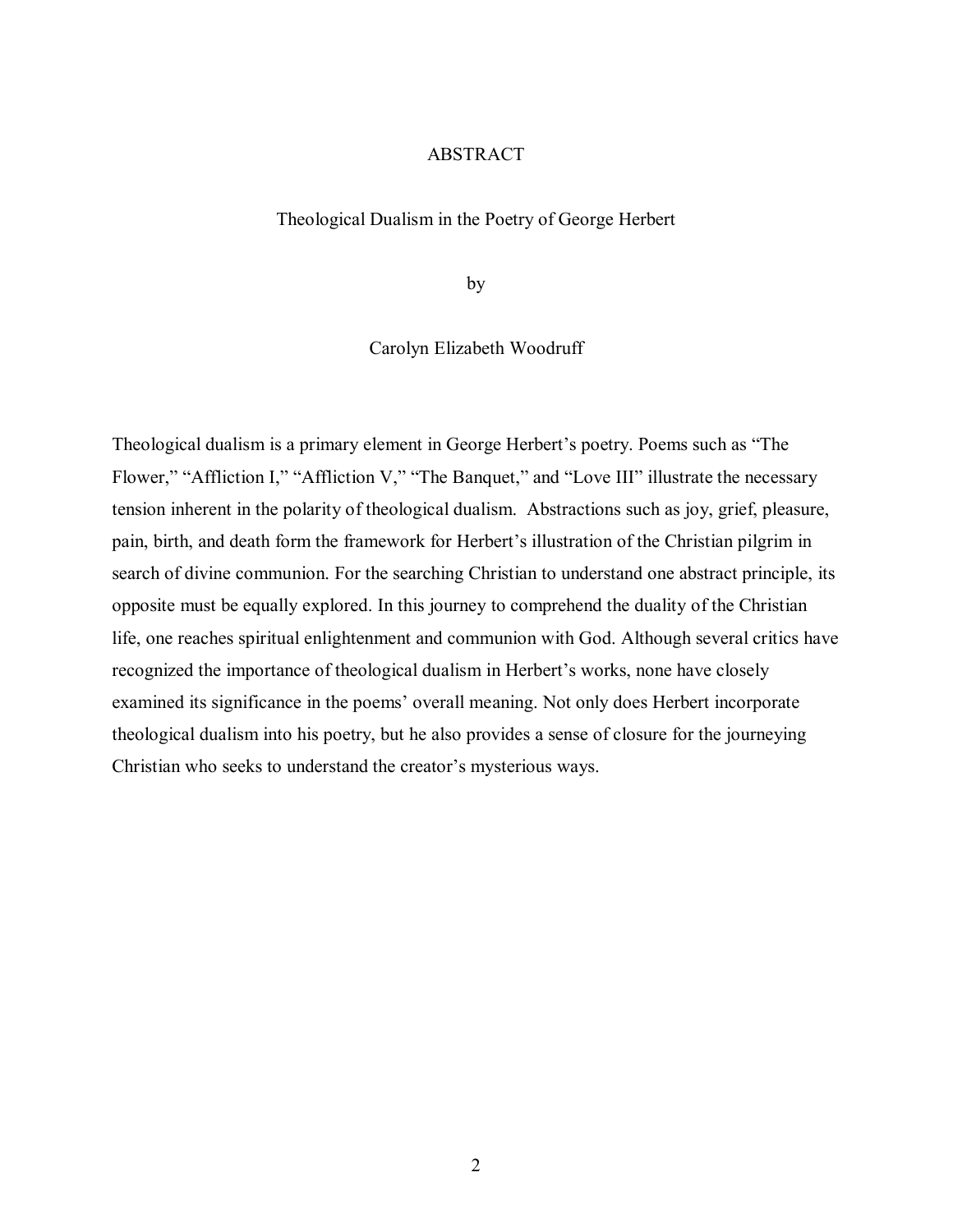# ABSTRACT

Theological Dualism in the Poetry of George Herbert

by

Carolyn Elizabeth Woodruff

Theological dualism is a primary element in George Herbert's poetry. Poems such as "The Flower," "Affliction I," "Affliction V," "The Banquet," and "Love III" illustrate the necessary tension inherent in the polarity of theological dualism. Abstractions such as joy, grief, pleasure, pain, birth, and death form the framework for Herbert's illustration of the Christian pilgrim in search of divine communion. For the searching Christian to understand one abstract principle, its opposite must be equally explored. In this journey to comprehend the duality of the Christian life, one reaches spiritual enlightenment and communion with God. Although several critics have recognized the importance of theological dualism in Herbert's works, none have closely examined its significance in the poems' overall meaning. Not only does Herbert incorporate theological dualism into his poetry, but he also provides a sense of closure for the journeying Christian who seeks to understand the creator's mysterious ways.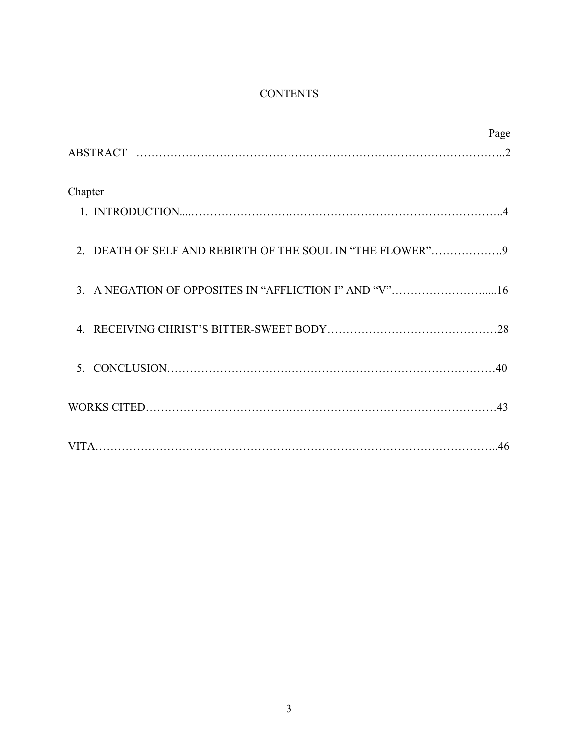# CONTENTS

| | Page |
|---|---|
| ABSTRACT | 2 |
| Chapter | |
| 1. INTRODUCTION | 4 |
| 2. DEATH OF SELF AND REBIRTH OF THE SOUL IN "THE FLOWER" | 9 |
| 3. A NEGATION OF OPPOSITES IN "AFFLICTION I" AND "V" | 16 |
| 4. RECEIVING CHRIST'S BITTER-SWEET BODY | 28 |
| 5. CONCLUSION | 40 |
| WORKS CITED | 43 |
| VITA | 46 |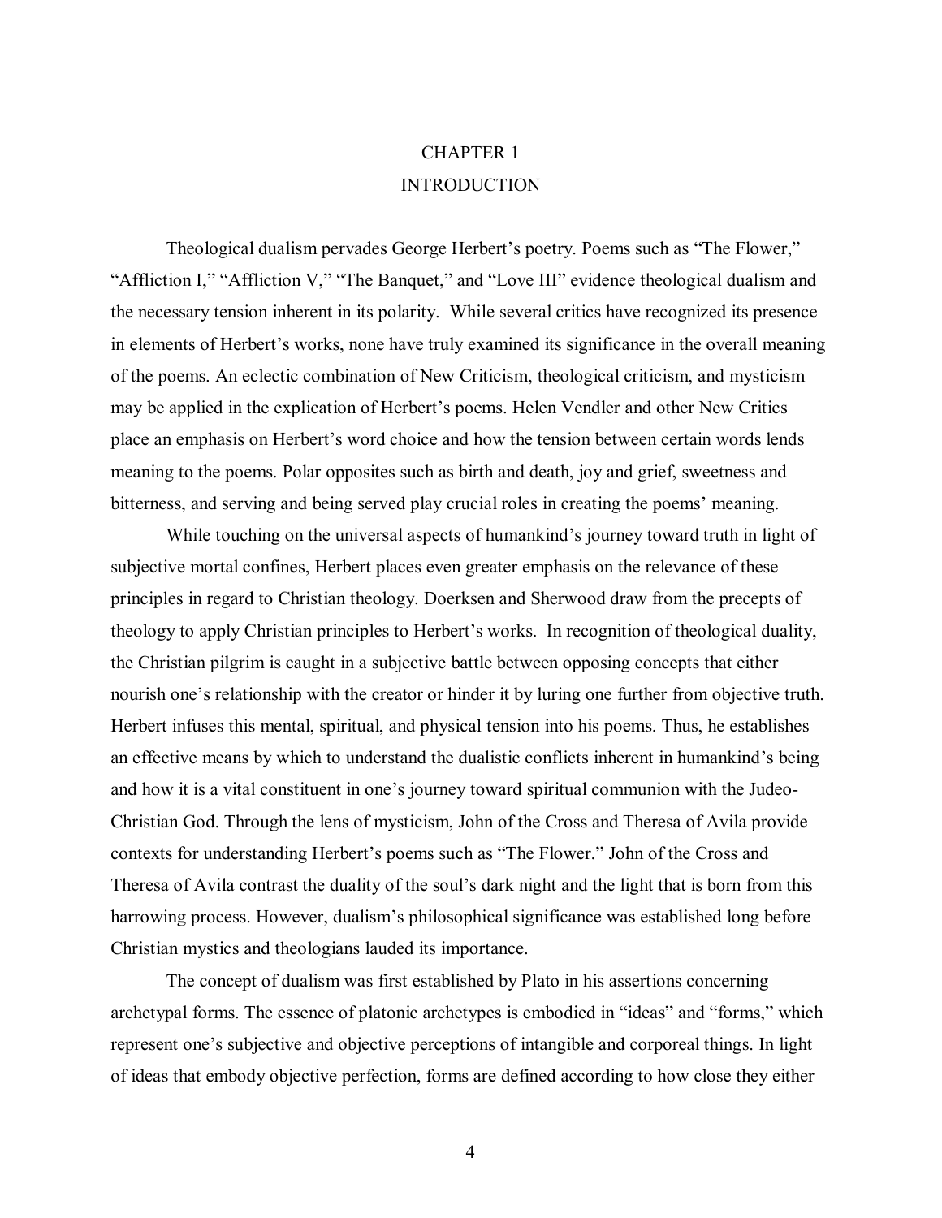# CHAPTER 1
# INTRODUCTION

Theological dualism pervades George Herbert's poetry. Poems such as "The Flower," "Affliction I," "Affliction V," "The Banquet," and "Love III" evidence theological dualism and the necessary tension inherent in its polarity. While several critics have recognized its presence in elements of Herbert's works, none have truly examined its significance in the overall meaning of the poems. An eclectic combination of New Criticism, theological criticism, and mysticism may be applied in the explication of Herbert's poems. Helen Vendler and other New Critics place an emphasis on Herbert's word choice and how the tension between certain words lends meaning to the poems. Polar opposites such as birth and death, joy and grief, sweetness and bitterness, and serving and being served play crucial roles in creating the poems' meaning.

While touching on the universal aspects of humankind's journey toward truth in light of subjective mortal confines, Herbert places even greater emphasis on the relevance of these principles in regard to Christian theology. Doerksen and Sherwood draw from the precepts of theology to apply Christian principles to Herbert's works. In recognition of theological duality, the Christian pilgrim is caught in a subjective battle between opposing concepts that either nourish one's relationship with the creator or hinder it by luring one further from objective truth. Herbert infuses this mental, spiritual, and physical tension into his poems. Thus, he establishes an effective means by which to understand the dualistic conflicts inherent in humankind's being and how it is a vital constituent in one's journey toward spiritual communion with the Judeo-Christian God. Through the lens of mysticism, John of the Cross and Theresa of Avila provide contexts for understanding Herbert's poems such as "The Flower." John of the Cross and Theresa of Avila contrast the duality of the soul's dark night and the light that is born from this harrowing process. However, dualism's philosophical significance was established long before Christian mystics and theologians lauded its importance.

The concept of dualism was first established by Plato in his assertions concerning archetypal forms. The essence of platonic archetypes is embodied in "ideas" and "forms," which represent one's subjective and objective perceptions of intangible and corporeal things. In light of ideas that embody objective perfection, forms are defined according to how close they either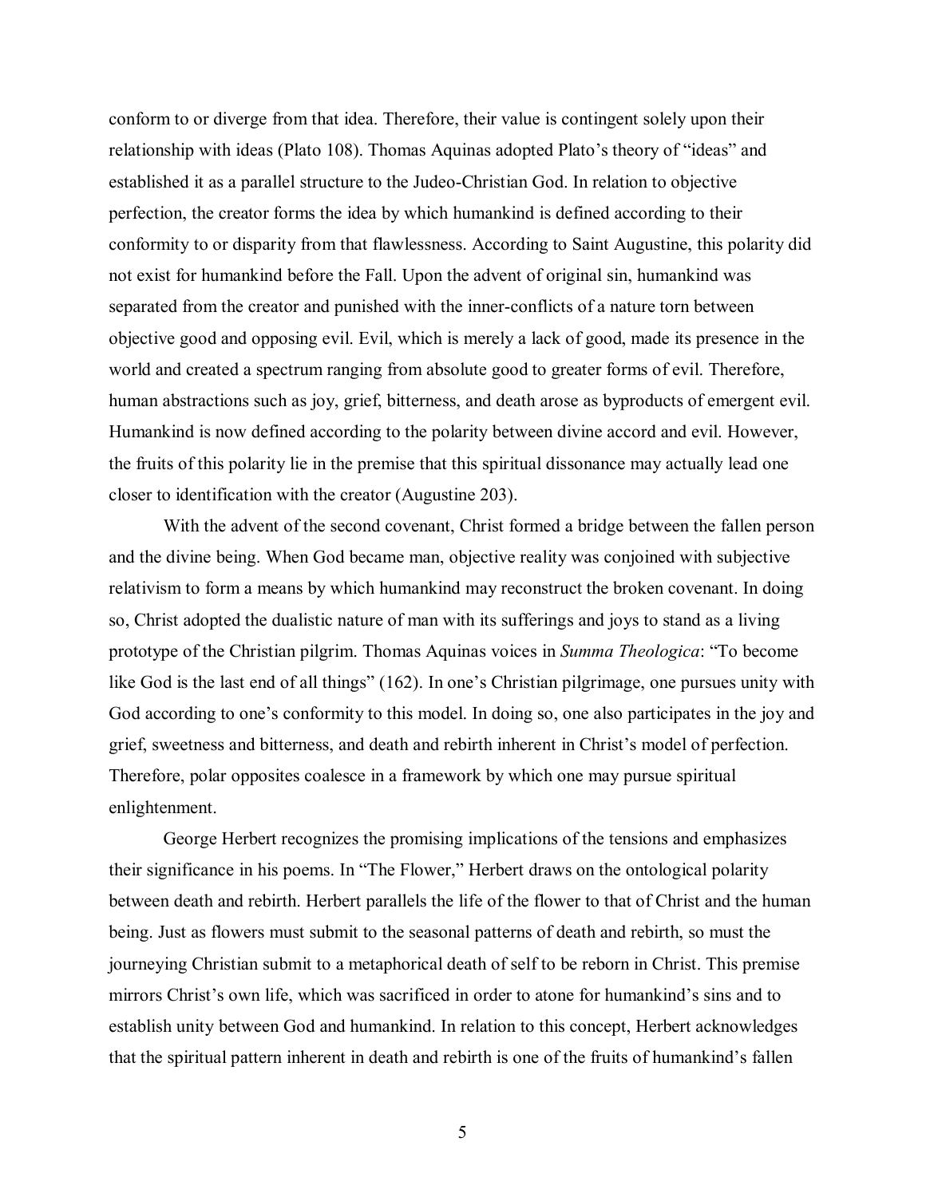conform to or diverge from that idea. Therefore, their value is contingent solely upon their relationship with ideas (Plato 108). Thomas Aquinas adopted Plato's theory of "ideas" and established it as a parallel structure to the Judeo-Christian God. In relation to objective perfection, the creator forms the idea by which humankind is defined according to their conformity to or disparity from that flawlessness. According to Saint Augustine, this polarity did not exist for humankind before the Fall. Upon the advent of original sin, humankind was separated from the creator and punished with the inner-conflicts of a nature torn between objective good and opposing evil. Evil, which is merely a lack of good, made its presence in the world and created a spectrum ranging from absolute good to greater forms of evil. Therefore, human abstractions such as joy, grief, bitterness, and death arose as byproducts of emergent evil. Humankind is now defined according to the polarity between divine accord and evil. However, the fruits of this polarity lie in the premise that this spiritual dissonance may actually lead one closer to identification with the creator (Augustine 203).

With the advent of the second covenant, Christ formed a bridge between the fallen person and the divine being. When God became man, objective reality was conjoined with subjective relativism to form a means by which humankind may reconstruct the broken covenant. In doing so, Christ adopted the dualistic nature of man with its sufferings and joys to stand as a living prototype of the Christian pilgrim. Thomas Aquinas voices in *Summa Theologica*: "To become like God is the last end of all things" (162). In one's Christian pilgrimage, one pursues unity with God according to one's conformity to this model. In doing so, one also participates in the joy and grief, sweetness and bitterness, and death and rebirth inherent in Christ's model of perfection. Therefore, polar opposites coalesce in a framework by which one may pursue spiritual enlightenment.

George Herbert recognizes the promising implications of the tensions and emphasizes their significance in his poems. In "The Flower," Herbert draws on the ontological polarity between death and rebirth. Herbert parallels the life of the flower to that of Christ and the human being. Just as flowers must submit to the seasonal patterns of death and rebirth, so must the journeying Christian submit to a metaphorical death of self to be reborn in Christ. This premise mirrors Christ's own life, which was sacrificed in order to atone for humankind's sins and to establish unity between God and humankind. In relation to this concept, Herbert acknowledges that the spiritual pattern inherent in death and rebirth is one of the fruits of humankind's fallen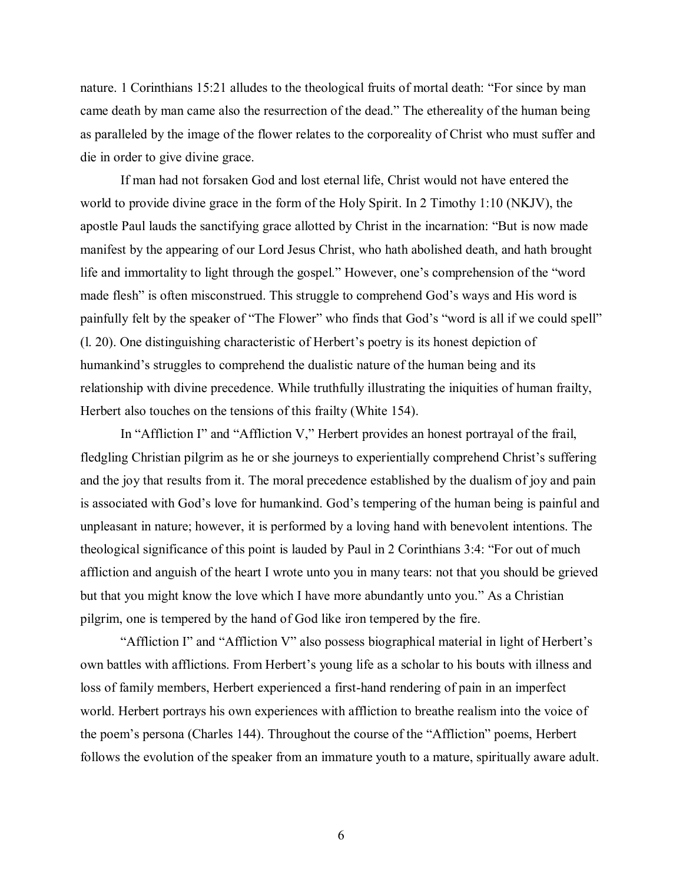nature. 1 Corinthians 15:21 alludes to the theological fruits of mortal death: "For since by man came death by man came also the resurrection of the dead." The ethereality of the human being as paralleled by the image of the flower relates to the corporeality of Christ who must suffer and die in order to give divine grace.

If man had not forsaken God and lost eternal life, Christ would not have entered the world to provide divine grace in the form of the Holy Spirit. In 2 Timothy 1:10 (NKJV), the apostle Paul lauds the sanctifying grace allotted by Christ in the incarnation: "But is now made manifest by the appearing of our Lord Jesus Christ, who hath abolished death, and hath brought life and immortality to light through the gospel." However, one's comprehension of the "word made flesh" is often misconstrued. This struggle to comprehend God's ways and His word is painfully felt by the speaker of "The Flower" who finds that God's "word is all if we could spell" (l. 20). One distinguishing characteristic of Herbert's poetry is its honest depiction of humankind's struggles to comprehend the dualistic nature of the human being and its relationship with divine precedence. While truthfully illustrating the iniquities of human frailty, Herbert also touches on the tensions of this frailty (White 154).

In "Affliction I" and "Affliction V," Herbert provides an honest portrayal of the frail, fledgling Christian pilgrim as he or she journeys to experientially comprehend Christ's suffering and the joy that results from it. The moral precedence established by the dualism of joy and pain is associated with God's love for humankind. God's tempering of the human being is painful and unpleasant in nature; however, it is performed by a loving hand with benevolent intentions. The theological significance of this point is lauded by Paul in 2 Corinthians 3:4: "For out of much affliction and anguish of the heart I wrote unto you in many tears: not that you should be grieved but that you might know the love which I have more abundantly unto you." As a Christian pilgrim, one is tempered by the hand of God like iron tempered by the fire.

"Affliction I" and "Affliction V" also possess biographical material in light of Herbert's own battles with afflictions. From Herbert's young life as a scholar to his bouts with illness and loss of family members, Herbert experienced a first-hand rendering of pain in an imperfect world. Herbert portrays his own experiences with affliction to breathe realism into the voice of the poem's persona (Charles 144). Throughout the course of the "Affliction" poems, Herbert follows the evolution of the speaker from an immature youth to a mature, spiritually aware adult.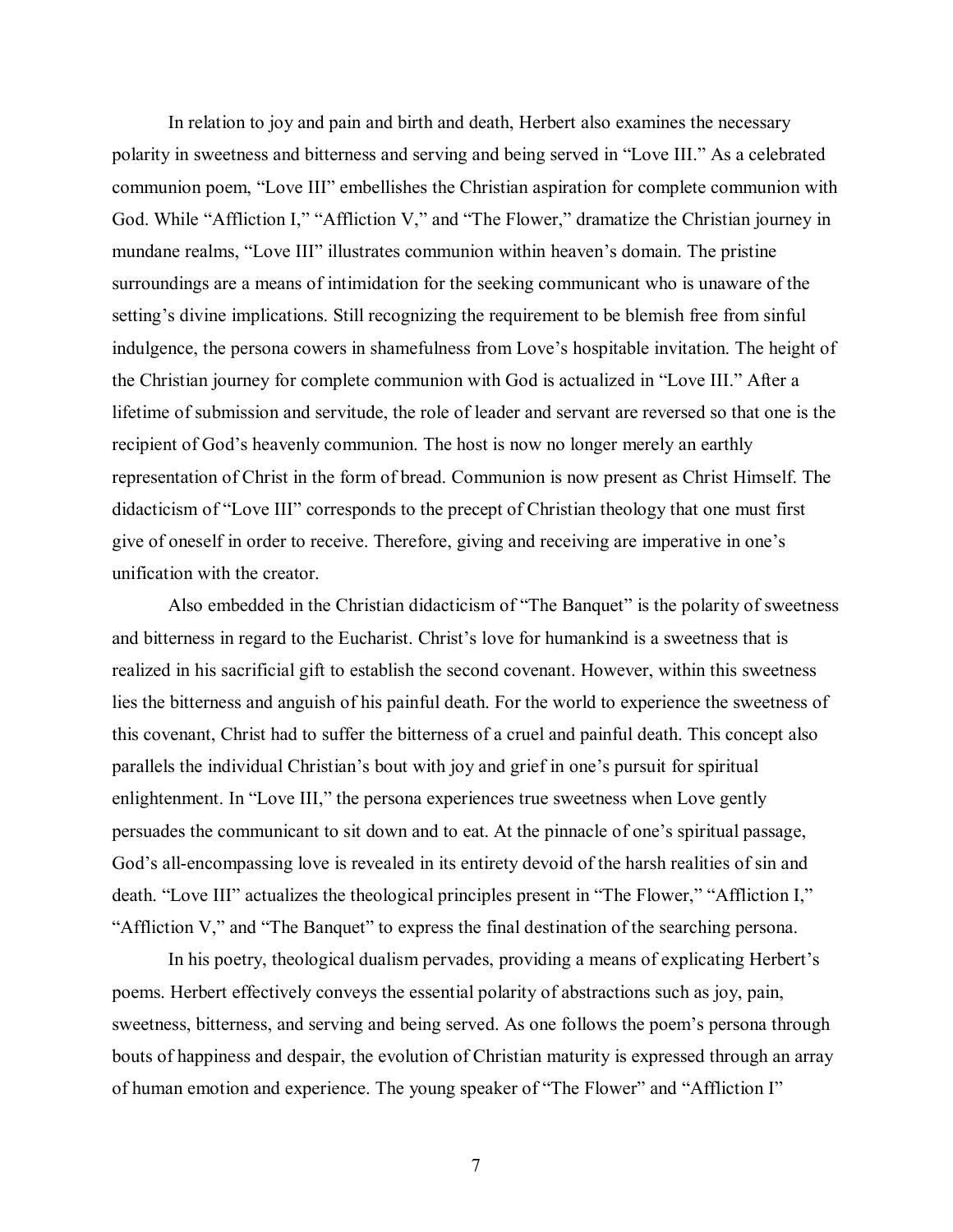In relation to joy and pain and birth and death, Herbert also examines the necessary polarity in sweetness and bitterness and serving and being served in "Love III." As a celebrated communion poem, "Love III" embellishes the Christian aspiration for complete communion with God. While "Affliction I," "Affliction V," and "The Flower," dramatize the Christian journey in mundane realms, "Love III" illustrates communion within heaven's domain. The pristine surroundings are a means of intimidation for the seeking communicant who is unaware of the setting's divine implications. Still recognizing the requirement to be blemish free from sinful indulgence, the persona cowers in shamefulness from Love's hospitable invitation. The height of the Christian journey for complete communion with God is actualized in "Love III." After a lifetime of submission and servitude, the role of leader and servant are reversed so that one is the recipient of God's heavenly communion. The host is now no longer merely an earthly representation of Christ in the form of bread. Communion is now present as Christ Himself. The didacticism of "Love III" corresponds to the precept of Christian theology that one must first give of oneself in order to receive. Therefore, giving and receiving are imperative in one's unification with the creator.

Also embedded in the Christian didacticism of "The Banquet" is the polarity of sweetness and bitterness in regard to the Eucharist. Christ's love for humankind is a sweetness that is realized in his sacrificial gift to establish the second covenant. However, within this sweetness lies the bitterness and anguish of his painful death. For the world to experience the sweetness of this covenant, Christ had to suffer the bitterness of a cruel and painful death. This concept also parallels the individual Christian's bout with joy and grief in one's pursuit for spiritual enlightenment. In "Love III," the persona experiences true sweetness when Love gently persuades the communicant to sit down and to eat. At the pinnacle of one's spiritual passage, God's all-encompassing love is revealed in its entirety devoid of the harsh realities of sin and death. "Love III" actualizes the theological principles present in "The Flower," "Affliction I," "Affliction V," and "The Banquet" to express the final destination of the searching persona.

In his poetry, theological dualism pervades, providing a means of explicating Herbert's poems. Herbert effectively conveys the essential polarity of abstractions such as joy, pain, sweetness, bitterness, and serving and being served. As one follows the poem's persona through bouts of happiness and despair, the evolution of Christian maturity is expressed through an array of human emotion and experience. The young speaker of "The Flower" and "Affliction I"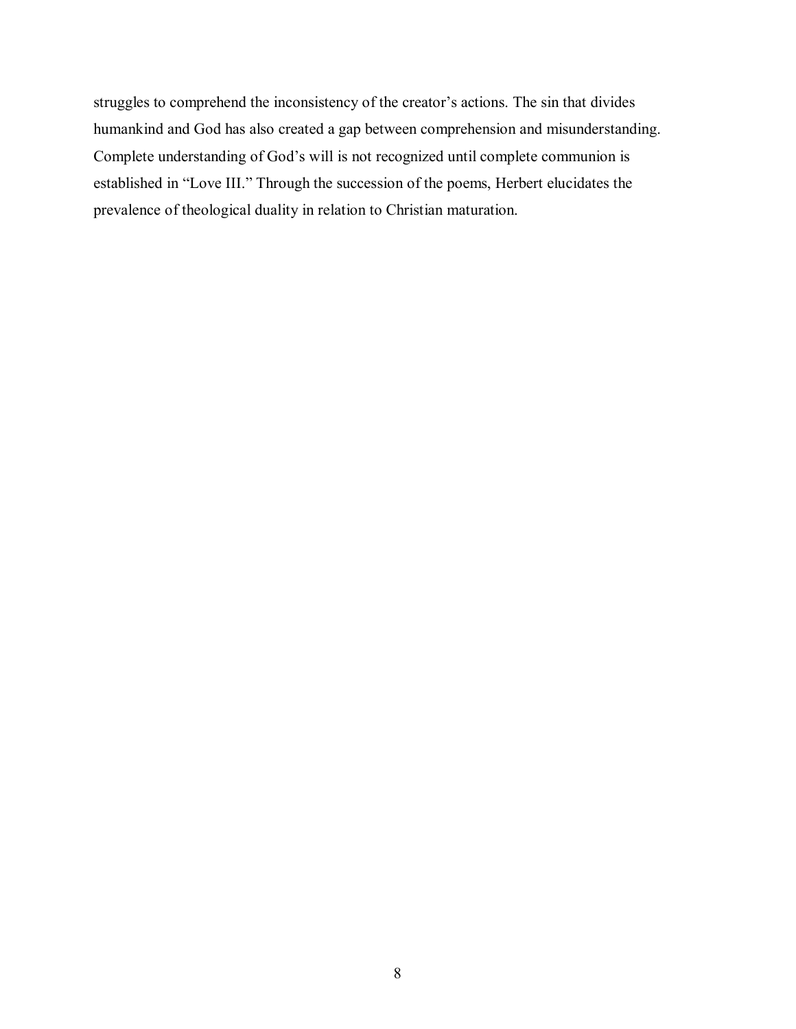struggles to comprehend the inconsistency of the creator's actions. The sin that divides humankind and God has also created a gap between comprehension and misunderstanding. Complete understanding of God's will is not recognized until complete communion is established in "Love III." Through the succession of the poems, Herbert elucidates the prevalence of theological duality in relation to Christian maturation.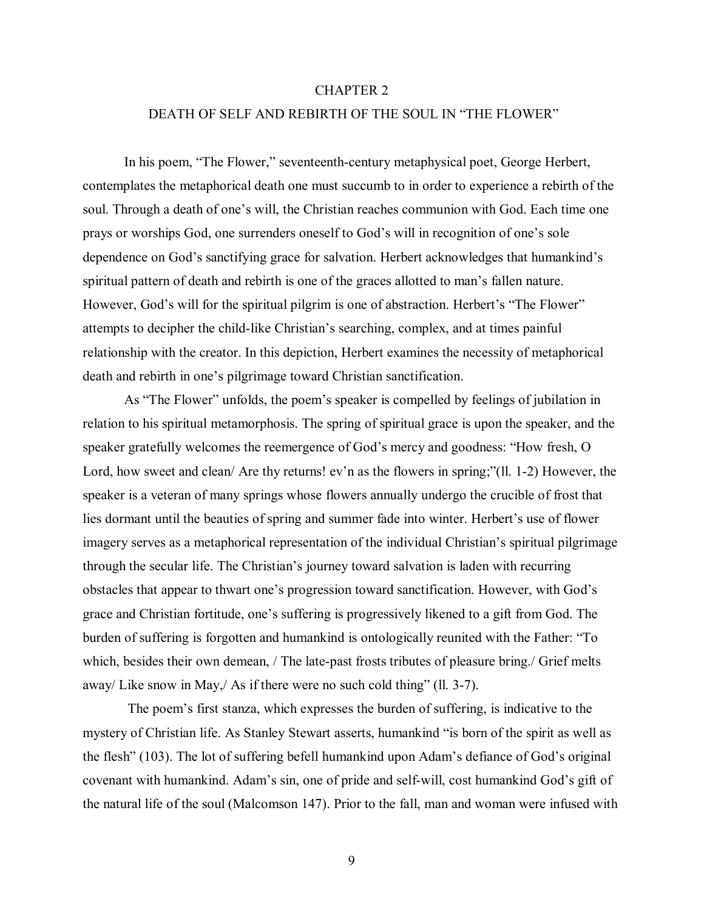# CHAPTER 2

## DEATH OF SELF AND REBIRTH OF THE SOUL IN "THE FLOWER"

In his poem, "The Flower," seventeenth-century metaphysical poet, George Herbert, contemplates the metaphorical death one must succumb to in order to experience a rebirth of the soul. Through a death of one's will, the Christian reaches communion with God. Each time one prays or worships God, one surrenders oneself to God's will in recognition of one's sole dependence on God's sanctifying grace for salvation. Herbert acknowledges that humankind's spiritual pattern of death and rebirth is one of the graces allotted to man's fallen nature. However, God's will for the spiritual pilgrim is one of abstraction. Herbert's "The Flower" attempts to decipher the child-like Christian's searching, complex, and at times painful relationship with the creator. In this depiction, Herbert examines the necessity of metaphorical death and rebirth in one's pilgrimage toward Christian sanctification.

As "The Flower" unfolds, the poem's speaker is compelled by feelings of jubilation in relation to his spiritual metamorphosis. The spring of spiritual grace is upon the speaker, and the speaker gratefully welcomes the reemergence of God's mercy and goodness: "How fresh, O Lord, how sweet and clean/ Are thy returns! ev'n as the flowers in spring;"(ll. 1-2) However, the speaker is a veteran of many springs whose flowers annually undergo the crucible of frost that lies dormant until the beauties of spring and summer fade into winter. Herbert's use of flower imagery serves as a metaphorical representation of the individual Christian's spiritual pilgrimage through the secular life. The Christian's journey toward salvation is laden with recurring obstacles that appear to thwart one's progression toward sanctification. However, with God's grace and Christian fortitude, one's suffering is progressively likened to a gift from God. The burden of suffering is forgotten and humankind is ontologically reunited with the Father: "To which, besides their own demean, / The late-past frosts tributes of pleasure bring./ Grief melts away/ Like snow in May,/ As if there were no such cold thing" (ll. 3-7).

The poem's first stanza, which expresses the burden of suffering, is indicative to the mystery of Christian life. As Stanley Stewart asserts, humankind "is born of the spirit as well as the flesh" (103). The lot of suffering befell humankind upon Adam's defiance of God's original covenant with humankind. Adam's sin, one of pride and self-will, cost humankind God's gift of the natural life of the soul (Malcomson 147). Prior to the fall, man and woman were infused with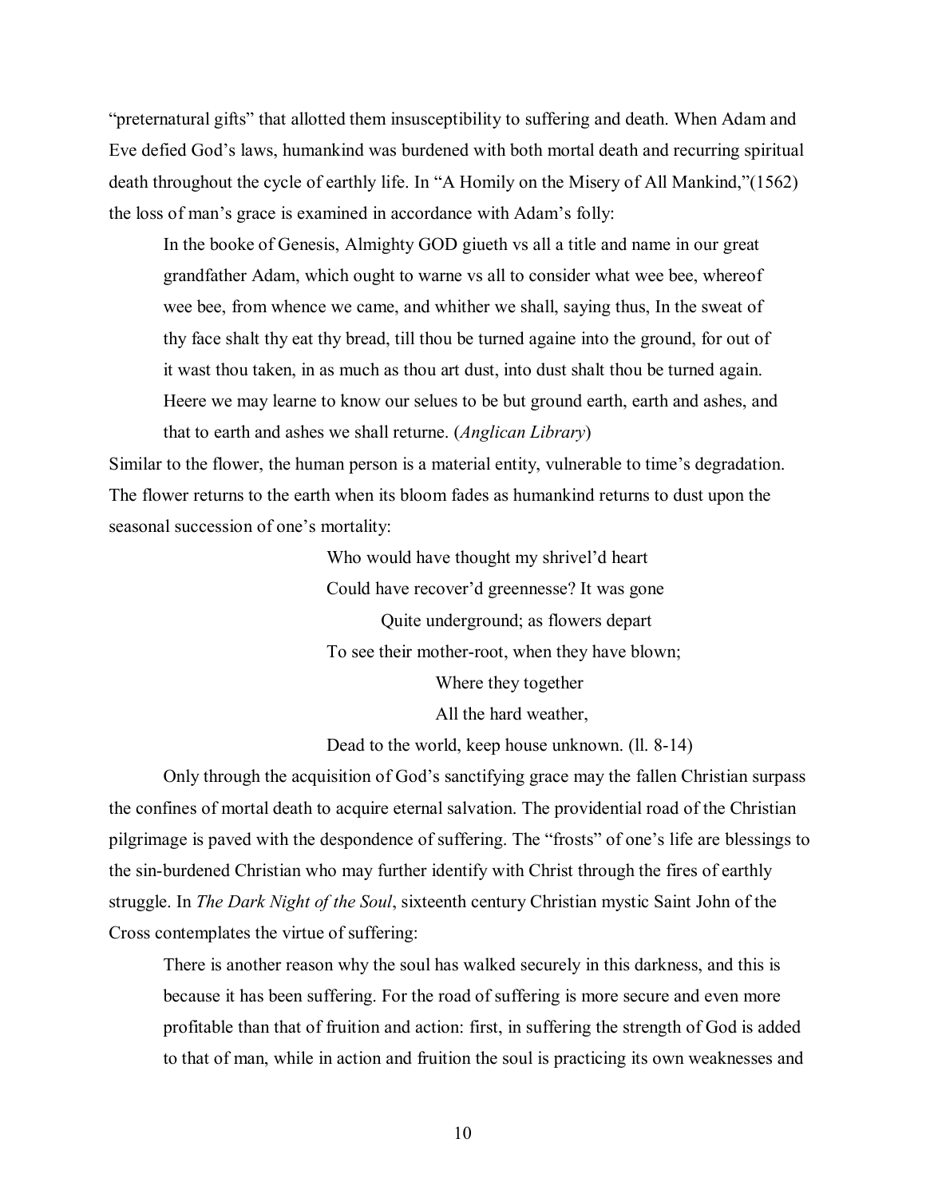"preternatural gifts" that allotted them insusceptibility to suffering and death. When Adam and Eve defied God's laws, humankind was burdened with both mortal death and recurring spiritual death throughout the cycle of earthly life. In "A Homily on the Misery of All Mankind,"(1562) the loss of man's grace is examined in accordance with Adam's folly:

> In the booke of Genesis, Almighty GOD giueth vs all a title and name in our great grandfather Adam, which ought to warne vs all to consider what wee bee, whereof wee bee, from whence we came, and whither we shall, saying thus, In the sweat of thy face shalt thy eat thy bread, till thou be turned againe into the ground, for out of it wast thou taken, in as much as thou art dust, into dust shalt thou be turned again. Heere we may learne to know our selues to be but ground earth, earth and ashes, and that to earth and ashes we shall returne. (*Anglican Library*)

Similar to the flower, the human person is a material entity, vulnerable to time's degradation. The flower returns to the earth when its bloom fades as humankind returns to dust upon the seasonal succession of one's mortality:

> Who would have thought my shrivel'd heart
> Could have recover'd greennesse? It was gone
> Quite underground; as flowers depart
> To see their mother-root, when they have blown;
> Where they together
> All the hard weather,
> Dead to the world, keep house unknown. (ll. 8-14)

Only through the acquisition of God's sanctifying grace may the fallen Christian surpass the confines of mortal death to acquire eternal salvation. The providential road of the Christian pilgrimage is paved with the despondence of suffering. The "frosts" of one's life are blessings to the sin-burdened Christian who may further identify with Christ through the fires of earthly struggle. In *The Dark Night of the Soul*, sixteenth century Christian mystic Saint John of the Cross contemplates the virtue of suffering:

> There is another reason why the soul has walked securely in this darkness, and this is because it has been suffering. For the road of suffering is more secure and even more profitable than that of fruition and action: first, in suffering the strength of God is added to that of man, while in action and fruition the soul is practicing its own weaknesses and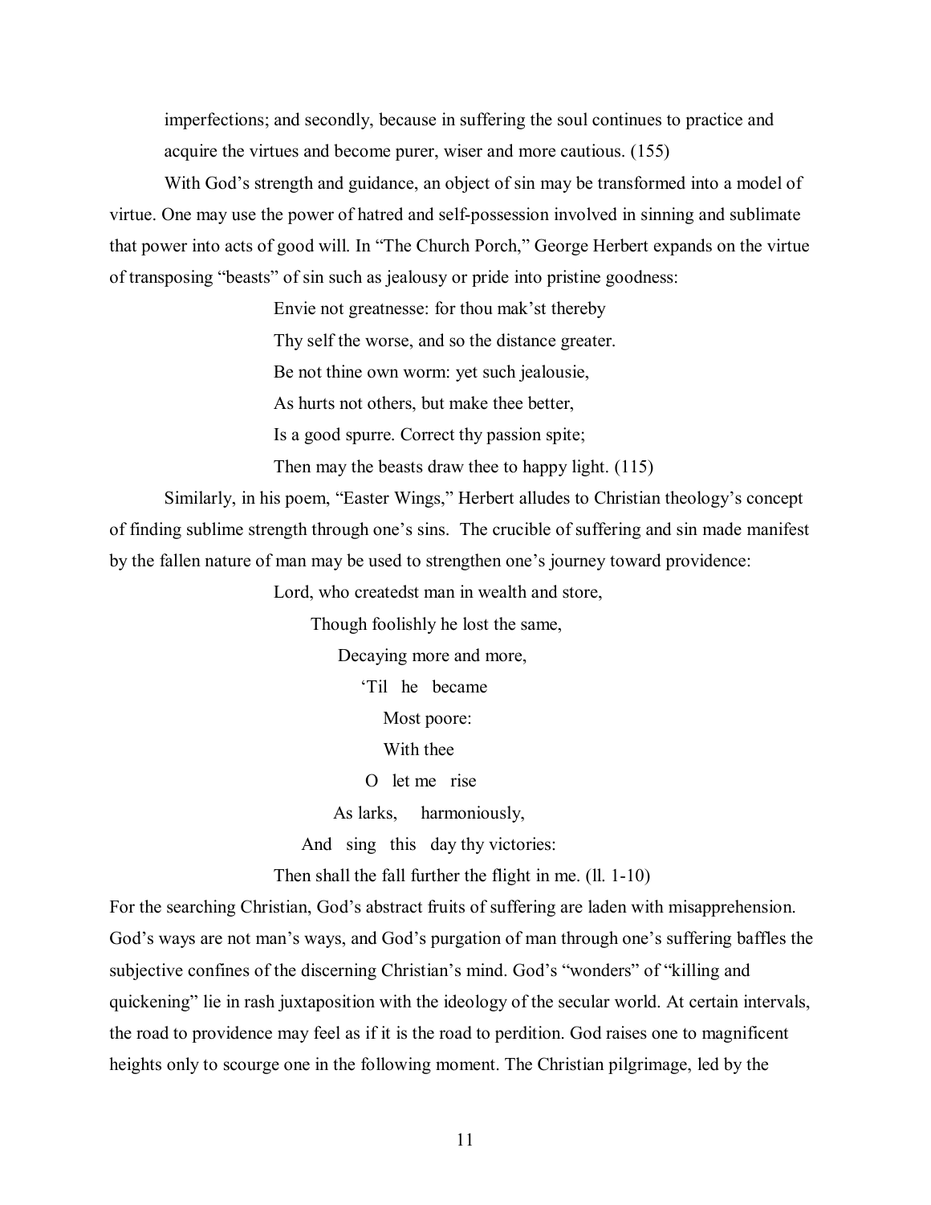imperfections; and secondly, because in suffering the soul continues to practice and acquire the virtues and become purer, wiser and more cautious. (155)

With God's strength and guidance, an object of sin may be transformed into a model of virtue. One may use the power of hatred and self-possession involved in sinning and sublimate that power into acts of good will. In "The Church Porch," George Herbert expands on the virtue of transposing "beasts" of sin such as jealousy or pride into pristine goodness:

> Envie not greatnesse: for thou mak'st thereby
> Thy self the worse, and so the distance greater.
> Be not thine own worm: yet such jealousie,
> As hurts not others, but make thee better,
> Is a good spurre. Correct thy passion spite;
> Then may the beasts draw thee to happy light. (115)

Similarly, in his poem, "Easter Wings," Herbert alludes to Christian theology's concept of finding sublime strength through one's sins. The crucible of suffering and sin made manifest by the fallen nature of man may be used to strengthen one's journey toward providence:

> Lord, who createdst man in wealth and store,
> Though foolishly he lost the same,
> Decaying more and more,
> 'Til he became
> Most poore:
> With thee
> O let me rise
> As larks, harmoniously,
> And sing this day thy victories:
> Then shall the fall further the flight in me. (ll. 1-10)

For the searching Christian, God's abstract fruits of suffering are laden with misapprehension. God's ways are not man's ways, and God's purgation of man through one's suffering baffles the subjective confines of the discerning Christian's mind. God's "wonders" of "killing and quickening" lie in rash juxtaposition with the ideology of the secular world. At certain intervals, the road to providence may feel as if it is the road to perdition. God raises one to magnificent heights only to scourge one in the following moment. The Christian pilgrimage, led by the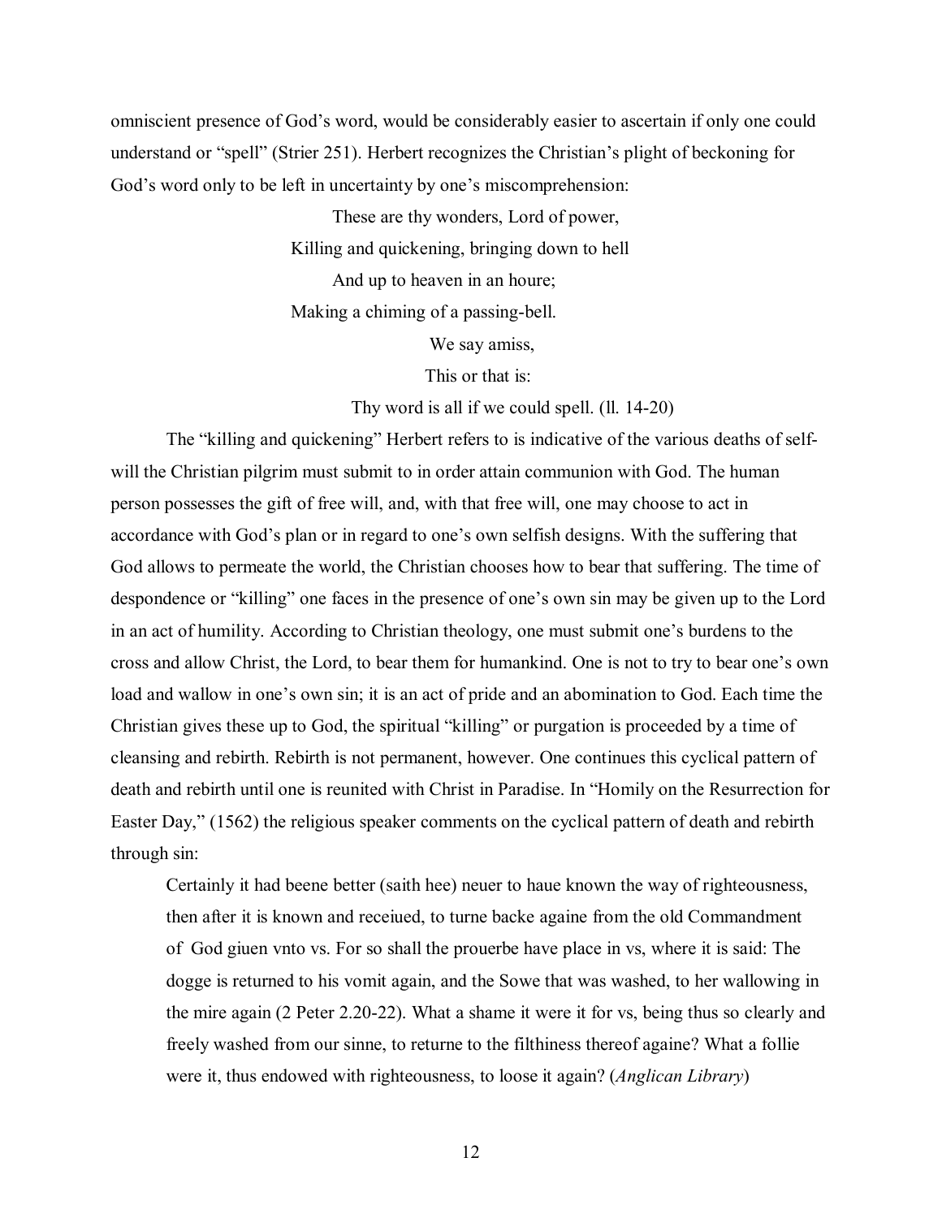omniscient presence of God's word, would be considerably easier to ascertain if only one could understand or "spell" (Strier 251). Herbert recognizes the Christian's plight of beckoning for God's word only to be left in uncertainty by one's miscomprehension:

> These are thy wonders, Lord of power,
> Killing and quickening, bringing down to hell
> And up to heaven in an houre;
> Making a chiming of a passing-bell.
> We say amiss,
> This or that is:
> Thy word is all if we could spell. (ll. 14-20)

The "killing and quickening" Herbert refers to is indicative of the various deaths of self-will the Christian pilgrim must submit to in order attain communion with God. The human person possesses the gift of free will, and, with that free will, one may choose to act in accordance with God's plan or in regard to one's own selfish designs. With the suffering that God allows to permeate the world, the Christian chooses how to bear that suffering. The time of despondence or "killing" one faces in the presence of one's own sin may be given up to the Lord in an act of humility. According to Christian theology, one must submit one's burdens to the cross and allow Christ, the Lord, to bear them for humankind. One is not to try to bear one's own load and wallow in one's own sin; it is an act of pride and an abomination to God. Each time the Christian gives these up to God, the spiritual "killing" or purgation is proceeded by a time of cleansing and rebirth. Rebirth is not permanent, however. One continues this cyclical pattern of death and rebirth until one is reunited with Christ in Paradise. In "Homily on the Resurrection for Easter Day," (1562) the religious speaker comments on the cyclical pattern of death and rebirth through sin:

> Certainly it had beene better (saith hee) neuer to haue known the way of righteousness, then after it is known and receiued, to turne backe againe from the old Commandment of God giuen vnto vs. For so shall the prouerbe have place in vs, where it is said: The dogge is returned to his vomit again, and the Sowe that was washed, to her wallowing in the mire again (2 Peter 2.20-22). What a shame it were it for vs, being thus so clearly and freely washed from our sinne, to returne to the filthiness thereof againe? What a follie were it, thus endowed with righteousness, to loose it again? (*Anglican Library*)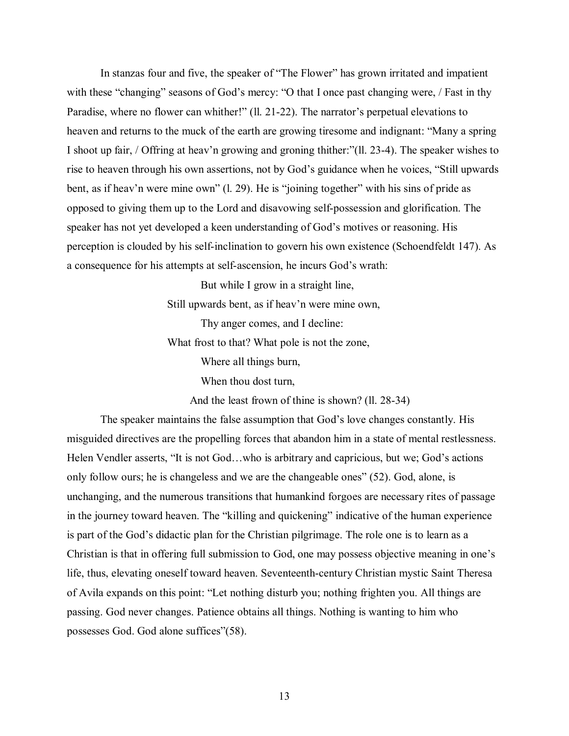In stanzas four and five, the speaker of "The Flower" has grown irritated and impatient with these "changing" seasons of God's mercy: "O that I once past changing were, / Fast in thy Paradise, where no flower can whither!" (ll. 21-22). The narrator's perpetual elevations to heaven and returns to the muck of the earth are growing tiresome and indignant: "Many a spring I shoot up fair, / Offring at heav'n growing and groning thither:"(ll. 23-4). The speaker wishes to rise to heaven through his own assertions, not by God's guidance when he voices, "Still upwards bent, as if heav'n were mine own" (l. 29). He is "joining together" with his sins of pride as opposed to giving them up to the Lord and disavowing self-possession and glorification. The speaker has not yet developed a keen understanding of God's motives or reasoning. His perception is clouded by his self-inclination to govern his own existence (Schoendfeldt 147). As a consequence for his attempts at self-ascension, he incurs God's wrath:

> But while I grow in a straight line,
> Still upwards bent, as if heav'n were mine own,
> Thy anger comes, and I decline:
> What frost to that? What pole is not the zone,
> Where all things burn,
> When thou dost turn,
> And the least frown of thine is shown? (ll. 28-34)

The speaker maintains the false assumption that God's love changes constantly. His misguided directives are the propelling forces that abandon him in a state of mental restlessness. Helen Vendler asserts, "It is not God…who is arbitrary and capricious, but we; God's actions only follow ours; he is changeless and we are the changeable ones" (52). God, alone, is unchanging, and the numerous transitions that humankind forgoes are necessary rites of passage in the journey toward heaven. The "killing and quickening" indicative of the human experience is part of the God's didactic plan for the Christian pilgrimage. The role one is to learn as a Christian is that in offering full submission to God, one may possess objective meaning in one's life, thus, elevating oneself toward heaven. Seventeenth-century Christian mystic Saint Theresa of Avila expands on this point: "Let nothing disturb you; nothing frighten you. All things are passing. God never changes. Patience obtains all things. Nothing is wanting to him who possesses God. God alone suffices"(58).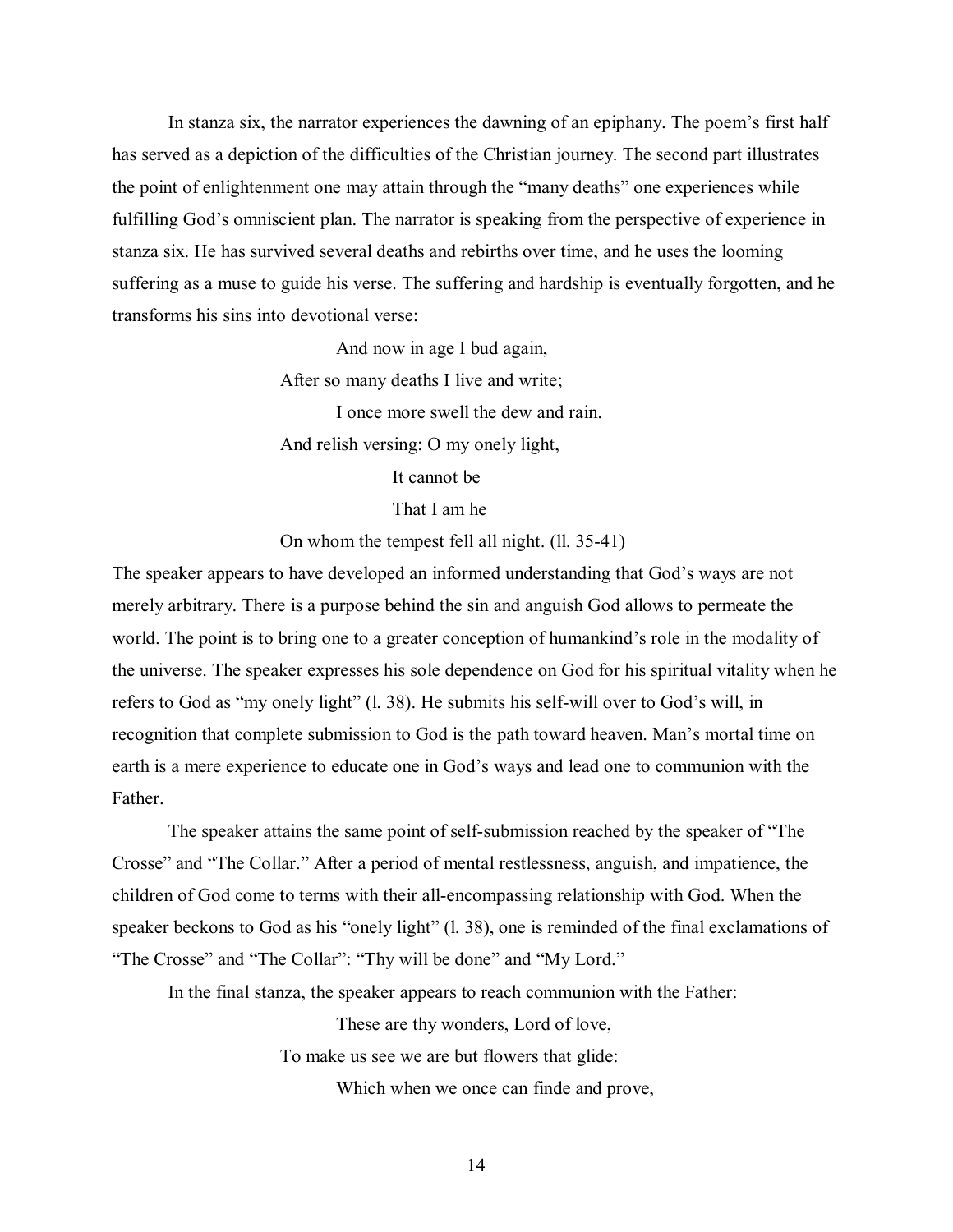In stanza six, the narrator experiences the dawning of an epiphany. The poem's first half has served as a depiction of the difficulties of the Christian journey. The second part illustrates the point of enlightenment one may attain through the "many deaths" one experiences while fulfilling God's omniscient plan. The narrator is speaking from the perspective of experience in stanza six. He has survived several deaths and rebirths over time, and he uses the looming suffering as a muse to guide his verse. The suffering and hardship is eventually forgotten, and he transforms his sins into devotional verse:

> And now in age I bud again,  
> After so many deaths I live and write;  
> I once more swell the dew and rain.  
> And relish versing: O my onely light,  
> It cannot be  
> That I am he  
> On whom the tempest fell all night. (ll. 35-41)

The speaker appears to have developed an informed understanding that God's ways are not merely arbitrary. There is a purpose behind the sin and anguish God allows to permeate the world. The point is to bring one to a greater conception of humankind's role in the modality of the universe. The speaker expresses his sole dependence on God for his spiritual vitality when he refers to God as "my onely light" (l. 38). He submits his self-will over to God's will, in recognition that complete submission to God is the path toward heaven. Man's mortal time on earth is a mere experience to educate one in God's ways and lead one to communion with the Father.

The speaker attains the same point of self-submission reached by the speaker of "The Crosse" and "The Collar." After a period of mental restlessness, anguish, and impatience, the children of God come to terms with their all-encompassing relationship with God. When the speaker beckons to God as his "onely light" (l. 38), one is reminded of the final exclamations of "The Crosse" and "The Collar": "Thy will be done" and "My Lord."

In the final stanza, the speaker appears to reach communion with the Father:

> These are thy wonders, Lord of love,  
> To make us see we are but flowers that glide:  
> Which when we once can finde and prove,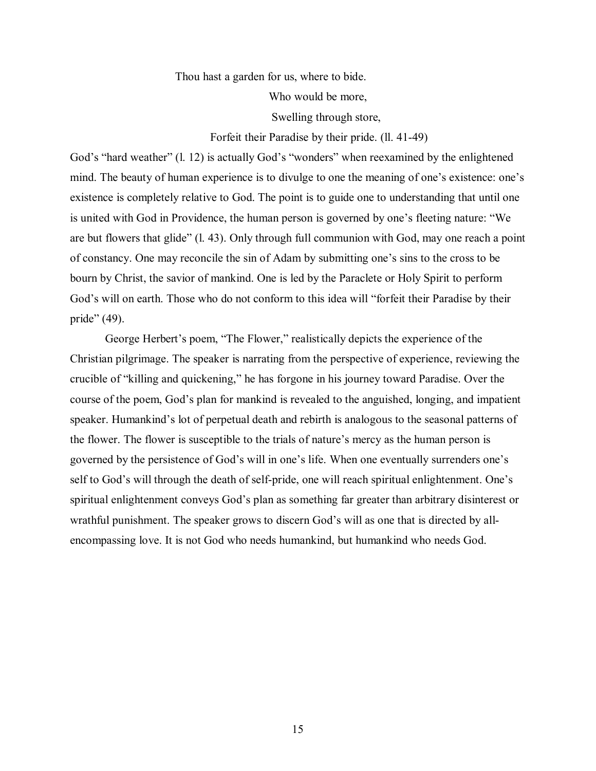Thou hast a garden for us, where to bide.

Who would be more,

Swelling through store,

Forfeit their Paradise by their pride. (ll. 41-49)

God's "hard weather" (l. 12) is actually God's "wonders" when reexamined by the enlightened mind. The beauty of human experience is to divulge to one the meaning of one's existence: one's existence is completely relative to God. The point is to guide one to understanding that until one is united with God in Providence, the human person is governed by one's fleeting nature: "We are but flowers that glide" (l. 43). Only through full communion with God, may one reach a point of constancy. One may reconcile the sin of Adam by submitting one's sins to the cross to be bourn by Christ, the savior of mankind. One is led by the Paraclete or Holy Spirit to perform God's will on earth. Those who do not conform to this idea will "forfeit their Paradise by their pride" (49).

George Herbert's poem, "The Flower," realistically depicts the experience of the Christian pilgrimage. The speaker is narrating from the perspective of experience, reviewing the crucible of "killing and quickening," he has forgone in his journey toward Paradise. Over the course of the poem, God's plan for mankind is revealed to the anguished, longing, and impatient speaker. Humankind's lot of perpetual death and rebirth is analogous to the seasonal patterns of the flower. The flower is susceptible to the trials of nature's mercy as the human person is governed by the persistence of God's will in one's life. When one eventually surrenders one's self to God's will through the death of self-pride, one will reach spiritual enlightenment. One's spiritual enlightenment conveys God's plan as something far greater than arbitrary disinterest or wrathful punishment. The speaker grows to discern God's will as one that is directed by all-encompassing love. It is not God who needs humankind, but humankind who needs God.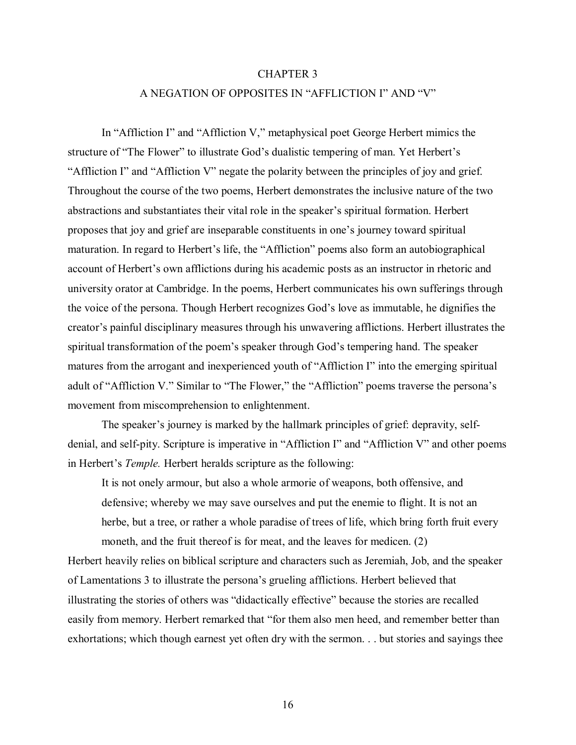# CHAPTER 3

## A NEGATION OF OPPOSITES IN "AFFLICTION I" AND "V"

In "Affliction I" and "Affliction V," metaphysical poet George Herbert mimics the structure of "The Flower" to illustrate God's dualistic tempering of man. Yet Herbert's "Affliction I" and "Affliction V" negate the polarity between the principles of joy and grief. Throughout the course of the two poems, Herbert demonstrates the inclusive nature of the two abstractions and substantiates their vital role in the speaker's spiritual formation. Herbert proposes that joy and grief are inseparable constituents in one's journey toward spiritual maturation. In regard to Herbert's life, the "Affliction" poems also form an autobiographical account of Herbert's own afflictions during his academic posts as an instructor in rhetoric and university orator at Cambridge. In the poems, Herbert communicates his own sufferings through the voice of the persona. Though Herbert recognizes God's love as immutable, he dignifies the creator's painful disciplinary measures through his unwavering afflictions. Herbert illustrates the spiritual transformation of the poem's speaker through God's tempering hand. The speaker matures from the arrogant and inexperienced youth of "Affliction I" into the emerging spiritual adult of "Affliction V." Similar to "The Flower," the "Affliction" poems traverse the persona's movement from miscomprehension to enlightenment.

The speaker's journey is marked by the hallmark principles of grief: depravity, self-denial, and self-pity. Scripture is imperative in "Affliction I" and "Affliction V" and other poems in Herbert's *Temple.* Herbert heralds scripture as the following:

> It is not onely armour, but also a whole armorie of weapons, both offensive, and defensive; whereby we may save ourselves and put the enemie to flight. It is not an herbe, but a tree, or rather a whole paradise of trees of life, which bring forth fruit every moneth, and the fruit thereof is for meat, and the leaves for medicen. (2)

Herbert heavily relies on biblical scripture and characters such as Jeremiah, Job, and the speaker of Lamentations 3 to illustrate the persona's grueling afflictions. Herbert believed that illustrating the stories of others was "didactically effective" because the stories are recalled easily from memory. Herbert remarked that "for them also men heed, and remember better than exhortations; which though earnest yet often dry with the sermon. . . but stories and sayings thee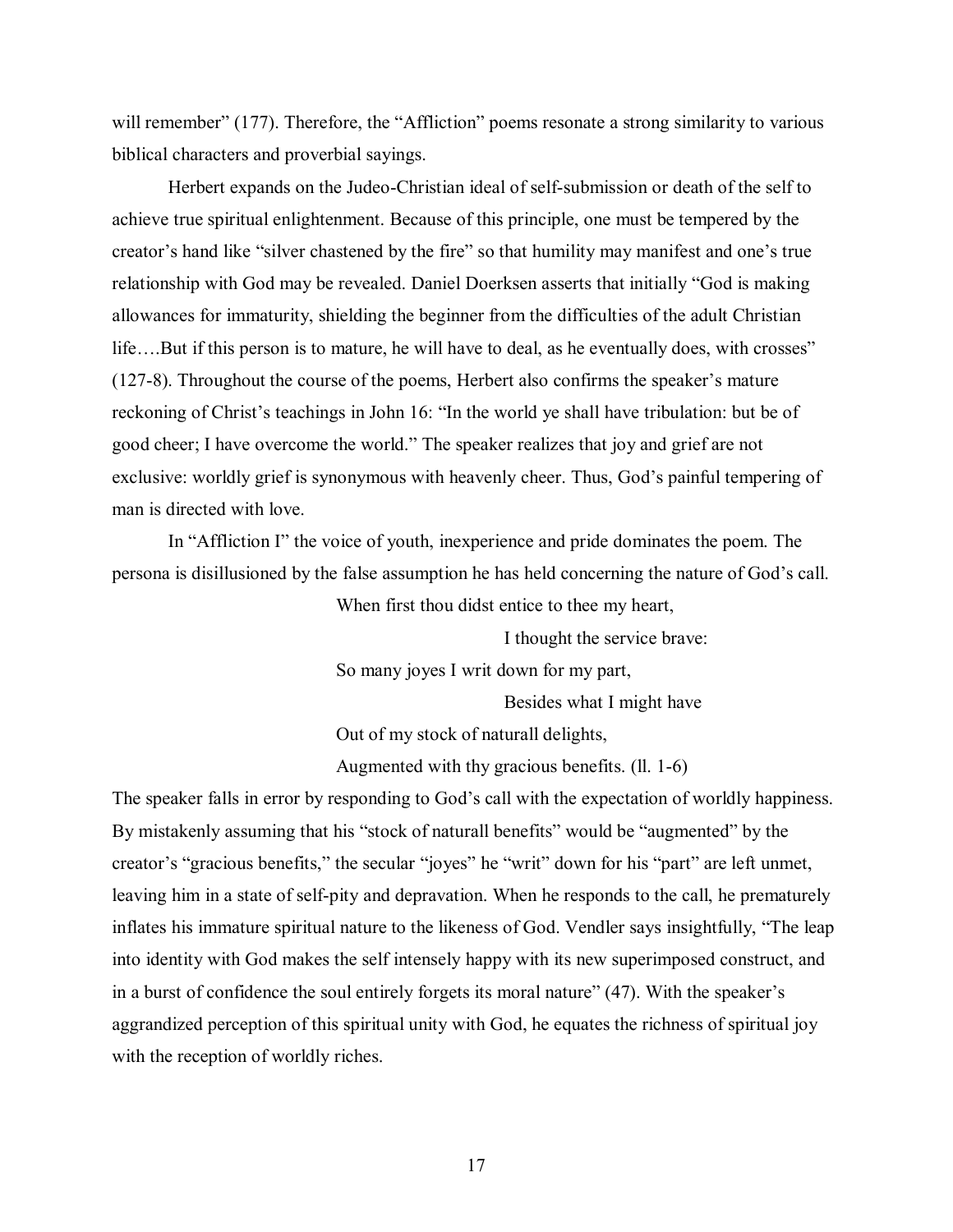will remember" (177). Therefore, the "Affliction" poems resonate a strong similarity to various biblical characters and proverbial sayings.

Herbert expands on the Judeo-Christian ideal of self-submission or death of the self to achieve true spiritual enlightenment. Because of this principle, one must be tempered by the creator's hand like "silver chastened by the fire" so that humility may manifest and one's true relationship with God may be revealed. Daniel Doerksen asserts that initially "God is making allowances for immaturity, shielding the beginner from the difficulties of the adult Christian life….But if this person is to mature, he will have to deal, as he eventually does, with crosses" (127-8). Throughout the course of the poems, Herbert also confirms the speaker's mature reckoning of Christ's teachings in John 16: "In the world ye shall have tribulation: but be of good cheer; I have overcome the world." The speaker realizes that joy and grief are not exclusive: worldly grief is synonymous with heavenly cheer. Thus, God's painful tempering of man is directed with love.

In "Affliction I" the voice of youth, inexperience and pride dominates the poem. The persona is disillusioned by the false assumption he has held concerning the nature of God's call.

> When first thou didst entice to thee my heart,
>
> I thought the service brave:
>
> So many joyes I writ down for my part,
>
> Besides what I might have
>
> Out of my stock of naturall delights,
>
> Augmented with thy gracious benefits. (ll. 1-6)

The speaker falls in error by responding to God's call with the expectation of worldly happiness. By mistakenly assuming that his "stock of naturall benefits" would be "augmented" by the creator's "gracious benefits," the secular "joyes" he "writ" down for his "part" are left unmet, leaving him in a state of self-pity and depravation. When he responds to the call, he prematurely inflates his immature spiritual nature to the likeness of God. Vendler says insightfully, "The leap into identity with God makes the self intensely happy with its new superimposed construct, and in a burst of confidence the soul entirely forgets its moral nature" (47). With the speaker's aggrandized perception of this spiritual unity with God, he equates the richness of spiritual joy with the reception of worldly riches.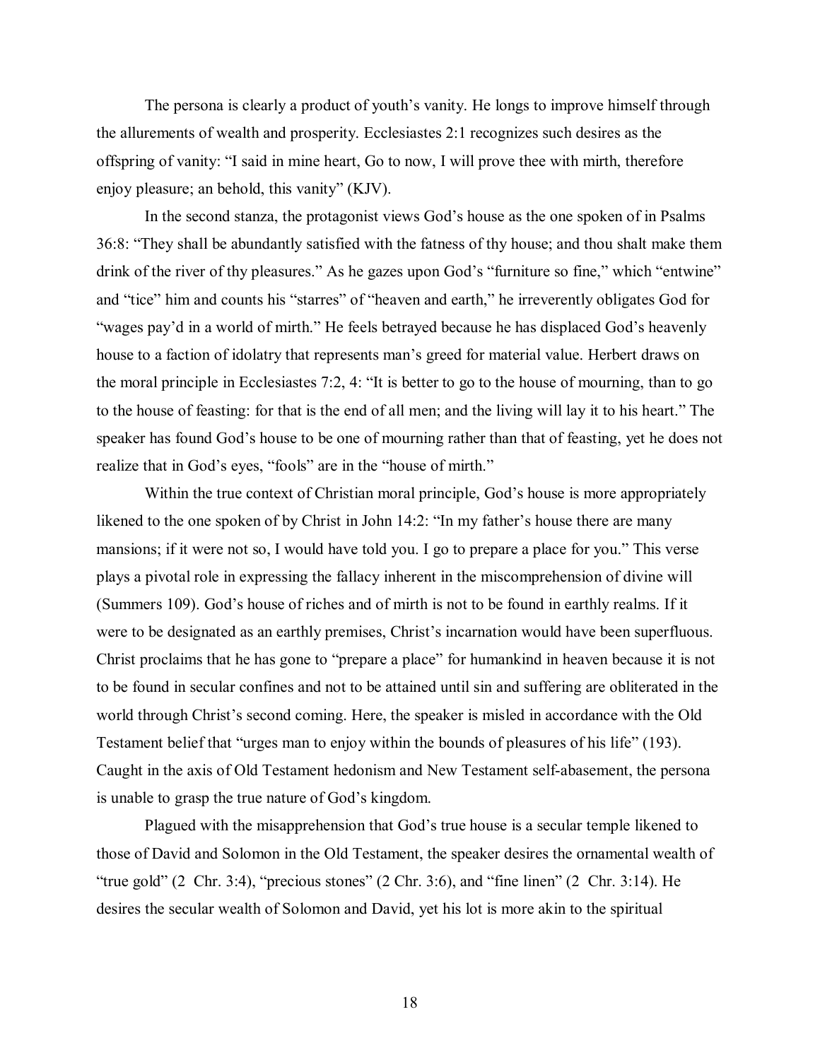The persona is clearly a product of youth's vanity. He longs to improve himself through the allurements of wealth and prosperity. Ecclesiastes 2:1 recognizes such desires as the offspring of vanity: "I said in mine heart, Go to now, I will prove thee with mirth, therefore enjoy pleasure; an behold, this vanity" (KJV).

In the second stanza, the protagonist views God's house as the one spoken of in Psalms 36:8: "They shall be abundantly satisfied with the fatness of thy house; and thou shalt make them drink of the river of thy pleasures." As he gazes upon God's "furniture so fine," which "entwine" and "tice" him and counts his "starres" of "heaven and earth," he irreverently obligates God for "wages pay'd in a world of mirth." He feels betrayed because he has displaced God's heavenly house to a faction of idolatry that represents man's greed for material value. Herbert draws on the moral principle in Ecclesiastes 7:2, 4: "It is better to go to the house of mourning, than to go to the house of feasting: for that is the end of all men; and the living will lay it to his heart." The speaker has found God's house to be one of mourning rather than that of feasting, yet he does not realize that in God's eyes, "fools" are in the "house of mirth."

Within the true context of Christian moral principle, God's house is more appropriately likened to the one spoken of by Christ in John 14:2: "In my father's house there are many mansions; if it were not so, I would have told you. I go to prepare a place for you." This verse plays a pivotal role in expressing the fallacy inherent in the miscomprehension of divine will (Summers 109). God's house of riches and of mirth is not to be found in earthly realms. If it were to be designated as an earthly premises, Christ's incarnation would have been superfluous. Christ proclaims that he has gone to "prepare a place" for humankind in heaven because it is not to be found in secular confines and not to be attained until sin and suffering are obliterated in the world through Christ's second coming. Here, the speaker is misled in accordance with the Old Testament belief that "urges man to enjoy within the bounds of pleasures of his life" (193). Caught in the axis of Old Testament hedonism and New Testament self-abasement, the persona is unable to grasp the true nature of God's kingdom.

Plagued with the misapprehension that God's true house is a secular temple likened to those of David and Solomon in the Old Testament, the speaker desires the ornamental wealth of "true gold" (2 Chr. 3:4), "precious stones" (2 Chr. 3:6), and "fine linen" (2 Chr. 3:14). He desires the secular wealth of Solomon and David, yet his lot is more akin to the spiritual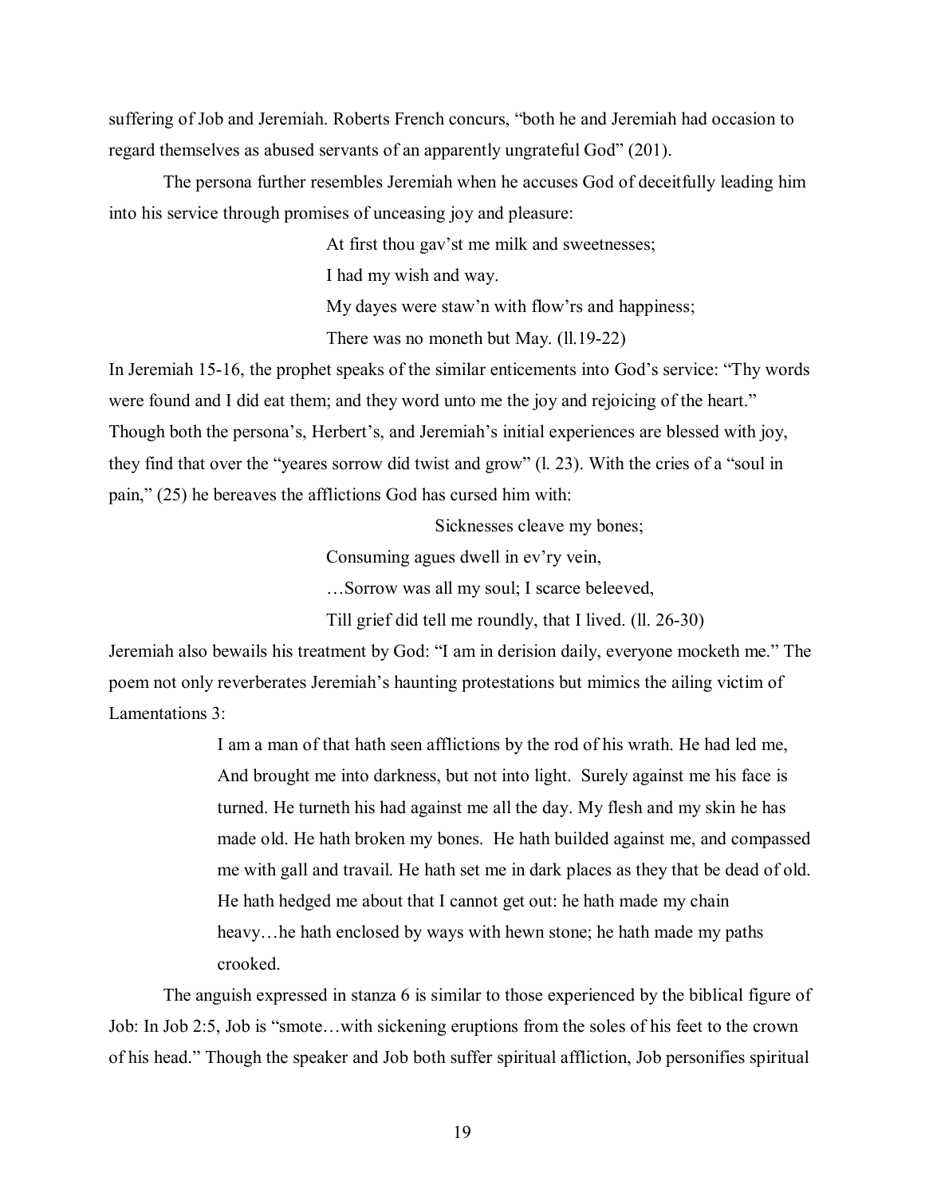suffering of Job and Jeremiah. Roberts French concurs, "both he and Jeremiah had occasion to regard themselves as abused servants of an apparently ungrateful God" (201).

The persona further resembles Jeremiah when he accuses God of deceitfully leading him into his service through promises of unceasing joy and pleasure:

> At first thou gav'st me milk and sweetnesses;
> I had my wish and way.
> My dayes were staw'n with flow'rs and happiness;
> There was no moneth but May. (ll.19-22)

In Jeremiah 15-16, the prophet speaks of the similar enticements into God's service: "Thy words were found and I did eat them; and they word unto me the joy and rejoicing of the heart." Though both the persona's, Herbert's, and Jeremiah's initial experiences are blessed with joy, they find that over the "yeares sorrow did twist and grow" (l. 23). With the cries of a "soul in pain," (25) he bereaves the afflictions God has cursed him with:

> Sicknesses cleave my bones;
> Consuming agues dwell in ev'ry vein,
> …Sorrow was all my soul; I scarce beleeved,
> Till grief did tell me roundly, that I lived. (ll. 26-30)

Jeremiah also bewails his treatment by God: "I am in derision daily, everyone mocketh me." The poem not only reverberates Jeremiah's haunting protestations but mimics the ailing victim of Lamentations 3:

> I am a man of that hath seen afflictions by the rod of his wrath. He had led me, And brought me into darkness, but not into light. Surely against me his face is turned. He turneth his had against me all the day. My flesh and my skin he has made old. He hath broken my bones. He hath builded against me, and compassed me with gall and travail. He hath set me in dark places as they that be dead of old. He hath hedged me about that I cannot get out: he hath made my chain heavy…he hath enclosed by ways with hewn stone; he hath made my paths crooked.

The anguish expressed in stanza 6 is similar to those experienced by the biblical figure of Job: In Job 2:5, Job is "smote…with sickening eruptions from the soles of his feet to the crown of his head." Though the speaker and Job both suffer spiritual affliction, Job personifies spiritual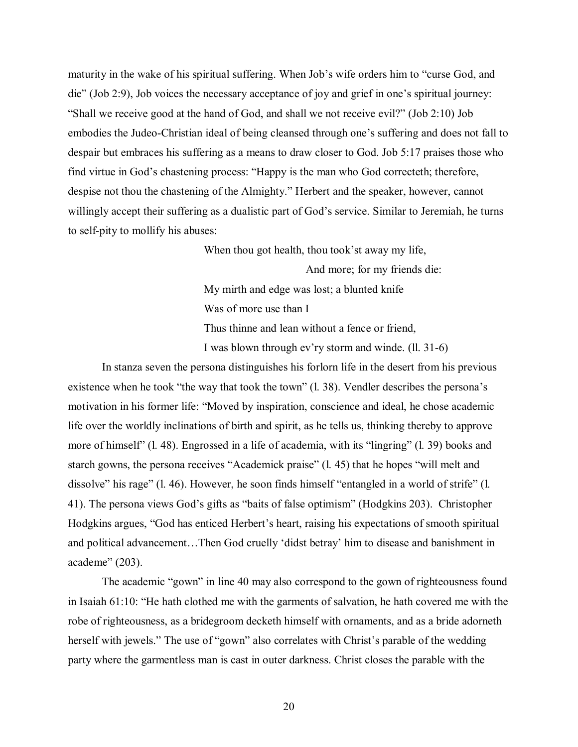maturity in the wake of his spiritual suffering. When Job's wife orders him to "curse God, and die" (Job 2:9), Job voices the necessary acceptance of joy and grief in one's spiritual journey: "Shall we receive good at the hand of God, and shall we not receive evil?" (Job 2:10) Job embodies the Judeo-Christian ideal of being cleansed through one's suffering and does not fall to despair but embraces his suffering as a means to draw closer to God. Job 5:17 praises those who find virtue in God's chastening process: "Happy is the man who God correcteth; therefore, despise not thou the chastening of the Almighty." Herbert and the speaker, however, cannot willingly accept their suffering as a dualistic part of God's service. Similar to Jeremiah, he turns to self-pity to mollify his abuses:

> When thou got health, thou took'st away my life,
>
> And more; for my friends die:
>
> My mirth and edge was lost; a blunted knife
>
> Was of more use than I
>
> Thus thinne and lean without a fence or friend,
>
> I was blown through ev'ry storm and winde. (ll. 31-6)

In stanza seven the persona distinguishes his forlorn life in the desert from his previous existence when he took "the way that took the town" (l. 38). Vendler describes the persona's motivation in his former life: "Moved by inspiration, conscience and ideal, he chose academic life over the worldly inclinations of birth and spirit, as he tells us, thinking thereby to approve more of himself" (l. 48). Engrossed in a life of academia, with its "lingring" (l. 39) books and starch gowns, the persona receives "Academick praise" (l. 45) that he hopes "will melt and dissolve" his rage" (l. 46). However, he soon finds himself "entangled in a world of strife" (l. 41). The persona views God's gifts as "baits of false optimism" (Hodgkins 203). Christopher Hodgkins argues, "God has enticed Herbert's heart, raising his expectations of smooth spiritual and political advancement…Then God cruelly 'didst betray' him to disease and banishment in academe" (203).

The academic "gown" in line 40 may also correspond to the gown of righteousness found in Isaiah 61:10: "He hath clothed me with the garments of salvation, he hath covered me with the robe of righteousness, as a bridegroom decketh himself with ornaments, and as a bride adorneth herself with jewels." The use of "gown" also correlates with Christ's parable of the wedding party where the garmentless man is cast in outer darkness. Christ closes the parable with the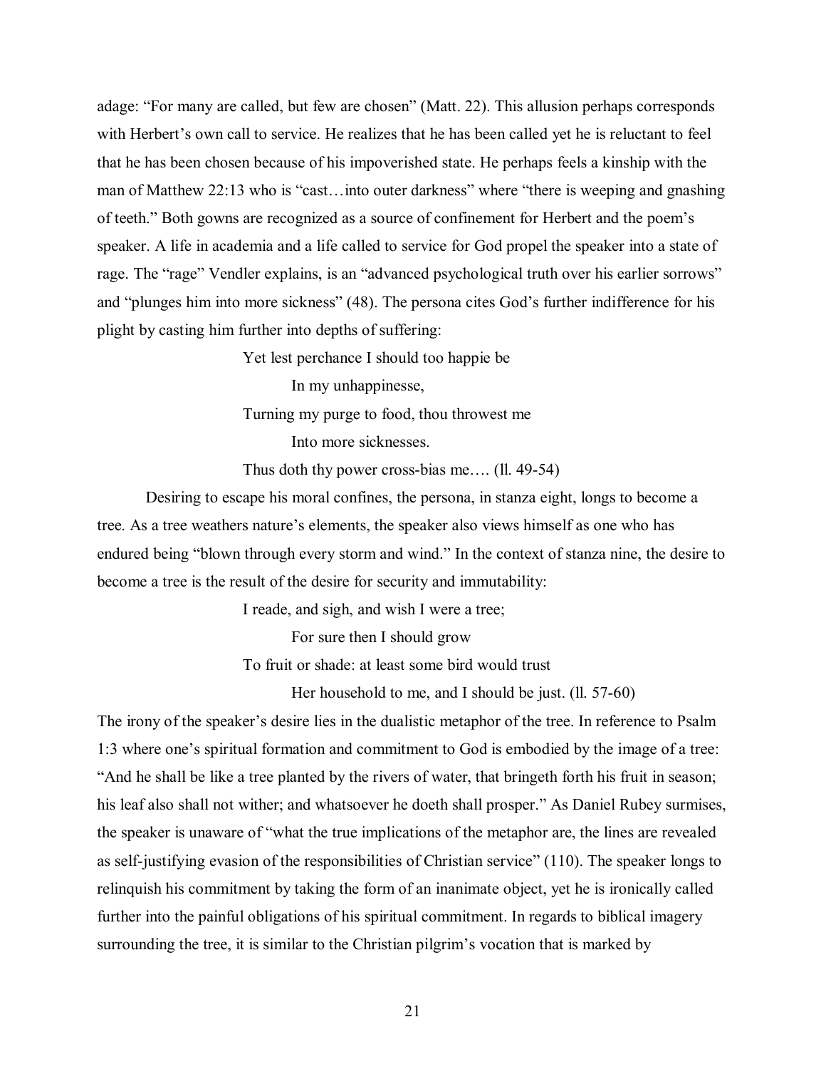adage: "For many are called, but few are chosen" (Matt. 22). This allusion perhaps corresponds with Herbert's own call to service. He realizes that he has been called yet he is reluctant to feel that he has been chosen because of his impoverished state. He perhaps feels a kinship with the man of Matthew 22:13 who is "cast…into outer darkness" where "there is weeping and gnashing of teeth." Both gowns are recognized as a source of confinement for Herbert and the poem's speaker. A life in academia and a life called to service for God propel the speaker into a state of rage. The "rage" Vendler explains, is an "advanced psychological truth over his earlier sorrows" and "plunges him into more sickness" (48). The persona cites God's further indifference for his plight by casting him further into depths of suffering:

> Yet lest perchance I should too happie be
>
> In my unhappinesse,
>
> Turning my purge to food, thou throwest me
>
> Into more sicknesses.
>
> Thus doth thy power cross-bias me…. (ll. 49-54)

Desiring to escape his moral confines, the persona, in stanza eight, longs to become a tree. As a tree weathers nature's elements, the speaker also views himself as one who has endured being "blown through every storm and wind." In the context of stanza nine, the desire to become a tree is the result of the desire for security and immutability:

> I reade, and sigh, and wish I were a tree;
>
> For sure then I should grow
>
> To fruit or shade: at least some bird would trust
>
> Her household to me, and I should be just. (ll. 57-60)

The irony of the speaker's desire lies in the dualistic metaphor of the tree. In reference to Psalm 1:3 where one's spiritual formation and commitment to God is embodied by the image of a tree: "And he shall be like a tree planted by the rivers of water, that bringeth forth his fruit in season; his leaf also shall not wither; and whatsoever he doeth shall prosper." As Daniel Rubey surmises, the speaker is unaware of "what the true implications of the metaphor are, the lines are revealed as self-justifying evasion of the responsibilities of Christian service" (110). The speaker longs to relinquish his commitment by taking the form of an inanimate object, yet he is ironically called further into the painful obligations of his spiritual commitment. In regards to biblical imagery surrounding the tree, it is similar to the Christian pilgrim's vocation that is marked by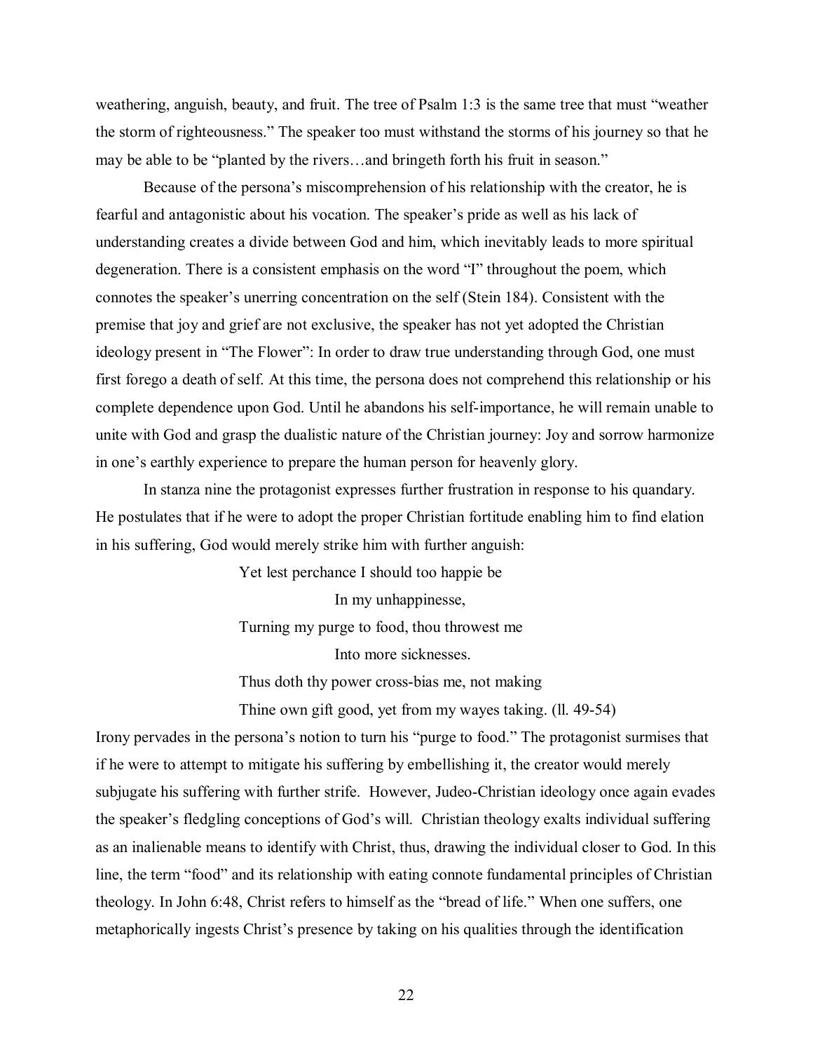weathering, anguish, beauty, and fruit. The tree of Psalm 1:3 is the same tree that must "weather the storm of righteousness." The speaker too must withstand the storms of his journey so that he may be able to be "planted by the rivers…and bringeth forth his fruit in season."

Because of the persona's miscomprehension of his relationship with the creator, he is fearful and antagonistic about his vocation. The speaker's pride as well as his lack of understanding creates a divide between God and him, which inevitably leads to more spiritual degeneration. There is a consistent emphasis on the word "I" throughout the poem, which connotes the speaker's unerring concentration on the self (Stein 184). Consistent with the premise that joy and grief are not exclusive, the speaker has not yet adopted the Christian ideology present in "The Flower": In order to draw true understanding through God, one must first forego a death of self. At this time, the persona does not comprehend this relationship or his complete dependence upon God. Until he abandons his self-importance, he will remain unable to unite with God and grasp the dualistic nature of the Christian journey: Joy and sorrow harmonize in one's earthly experience to prepare the human person for heavenly glory.

In stanza nine the protagonist expresses further frustration in response to his quandary. He postulates that if he were to adopt the proper Christian fortitude enabling him to find elation in his suffering, God would merely strike him with further anguish:

> Yet lest perchance I should too happie be
>
> In my unhappinesse,
>
> Turning my purge to food, thou throwest me
>
> Into more sicknesses.
>
> Thus doth thy power cross-bias me, not making
>
> Thine own gift good, yet from my wayes taking. (ll. 49-54)

Irony pervades in the persona's notion to turn his "purge to food." The protagonist surmises that if he were to attempt to mitigate his suffering by embellishing it, the creator would merely subjugate his suffering with further strife. However, Judeo-Christian ideology once again evades the speaker's fledgling conceptions of God's will. Christian theology exalts individual suffering as an inalienable means to identify with Christ, thus, drawing the individual closer to God. In this line, the term "food" and its relationship with eating connote fundamental principles of Christian theology. In John 6:48, Christ refers to himself as the "bread of life." When one suffers, one metaphorically ingests Christ's presence by taking on his qualities through the identification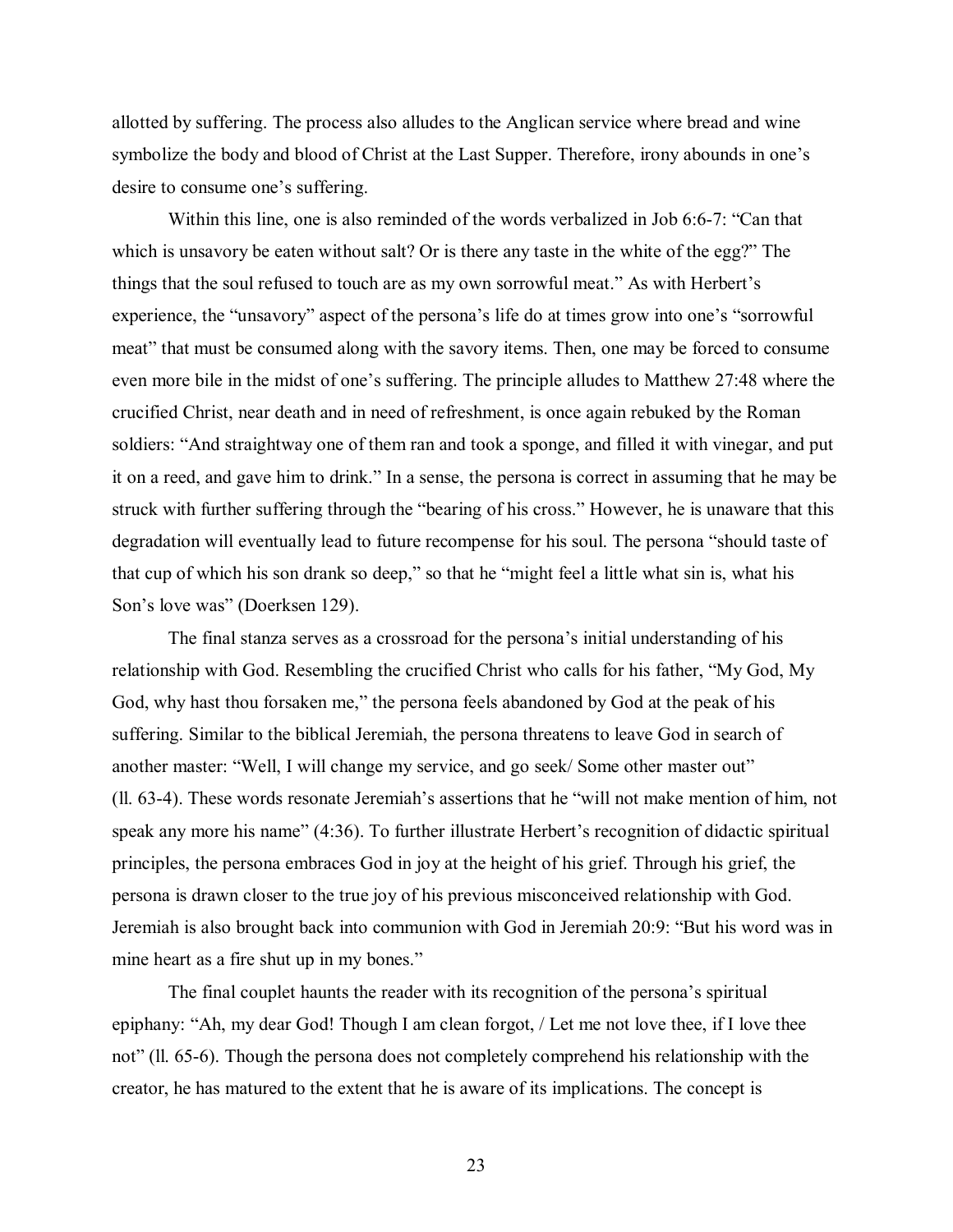allotted by suffering. The process also alludes to the Anglican service where bread and wine symbolize the body and blood of Christ at the Last Supper. Therefore, irony abounds in one's desire to consume one's suffering.

Within this line, one is also reminded of the words verbalized in Job 6:6-7: "Can that which is unsavory be eaten without salt? Or is there any taste in the white of the egg?" The things that the soul refused to touch are as my own sorrowful meat." As with Herbert's experience, the "unsavory" aspect of the persona's life do at times grow into one's "sorrowful meat" that must be consumed along with the savory items. Then, one may be forced to consume even more bile in the midst of one's suffering. The principle alludes to Matthew 27:48 where the crucified Christ, near death and in need of refreshment, is once again rebuked by the Roman soldiers: "And straightway one of them ran and took a sponge, and filled it with vinegar, and put it on a reed, and gave him to drink." In a sense, the persona is correct in assuming that he may be struck with further suffering through the "bearing of his cross." However, he is unaware that this degradation will eventually lead to future recompense for his soul. The persona "should taste of that cup of which his son drank so deep," so that he "might feel a little what sin is, what his Son's love was" (Doerksen 129).

The final stanza serves as a crossroad for the persona's initial understanding of his relationship with God. Resembling the crucified Christ who calls for his father, "My God, My God, why hast thou forsaken me," the persona feels abandoned by God at the peak of his suffering. Similar to the biblical Jeremiah, the persona threatens to leave God in search of another master: "Well, I will change my service, and go seek/ Some other master out" (ll. 63-4). These words resonate Jeremiah's assertions that he "will not make mention of him, not speak any more his name" (4:36). To further illustrate Herbert's recognition of didactic spiritual principles, the persona embraces God in joy at the height of his grief. Through his grief, the persona is drawn closer to the true joy of his previous misconceived relationship with God. Jeremiah is also brought back into communion with God in Jeremiah 20:9: "But his word was in mine heart as a fire shut up in my bones."

The final couplet haunts the reader with its recognition of the persona's spiritual epiphany: "Ah, my dear God! Though I am clean forgot, / Let me not love thee, if I love thee not" (ll. 65-6). Though the persona does not completely comprehend his relationship with the creator, he has matured to the extent that he is aware of its implications. The concept is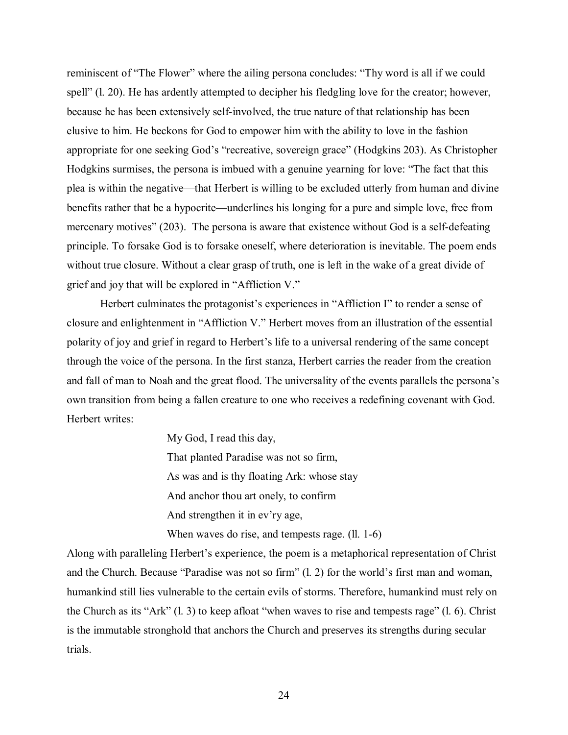reminiscent of "The Flower" where the ailing persona concludes: "Thy word is all if we could spell" (l. 20). He has ardently attempted to decipher his fledgling love for the creator; however, because he has been extensively self-involved, the true nature of that relationship has been elusive to him. He beckons for God to empower him with the ability to love in the fashion appropriate for one seeking God's "recreative, sovereign grace" (Hodgkins 203). As Christopher Hodgkins surmises, the persona is imbued with a genuine yearning for love: "The fact that this plea is within the negative—that Herbert is willing to be excluded utterly from human and divine benefits rather that be a hypocrite—underlines his longing for a pure and simple love, free from mercenary motives" (203). The persona is aware that existence without God is a self-defeating principle. To forsake God is to forsake oneself, where deterioration is inevitable. The poem ends without true closure. Without a clear grasp of truth, one is left in the wake of a great divide of grief and joy that will be explored in "Affliction V."

Herbert culminates the protagonist's experiences in "Affliction I" to render a sense of closure and enlightenment in "Affliction V." Herbert moves from an illustration of the essential polarity of joy and grief in regard to Herbert's life to a universal rendering of the same concept through the voice of the persona. In the first stanza, Herbert carries the reader from the creation and fall of man to Noah and the great flood. The universality of the events parallels the persona's own transition from being a fallen creature to one who receives a redefining covenant with God. Herbert writes:

> My God, I read this day,  
> That planted Paradise was not so firm,  
> As was and is thy floating Ark: whose stay  
> And anchor thou art onely, to confirm  
> And strengthen it in ev'ry age,  
> When waves do rise, and tempests rage. (ll. 1-6)

Along with paralleling Herbert's experience, the poem is a metaphorical representation of Christ and the Church. Because "Paradise was not so firm" (l. 2) for the world's first man and woman, humankind still lies vulnerable to the certain evils of storms. Therefore, humankind must rely on the Church as its "Ark" (l. 3) to keep afloat "when waves to rise and tempests rage" (l. 6). Christ is the immutable stronghold that anchors the Church and preserves its strengths during secular trials.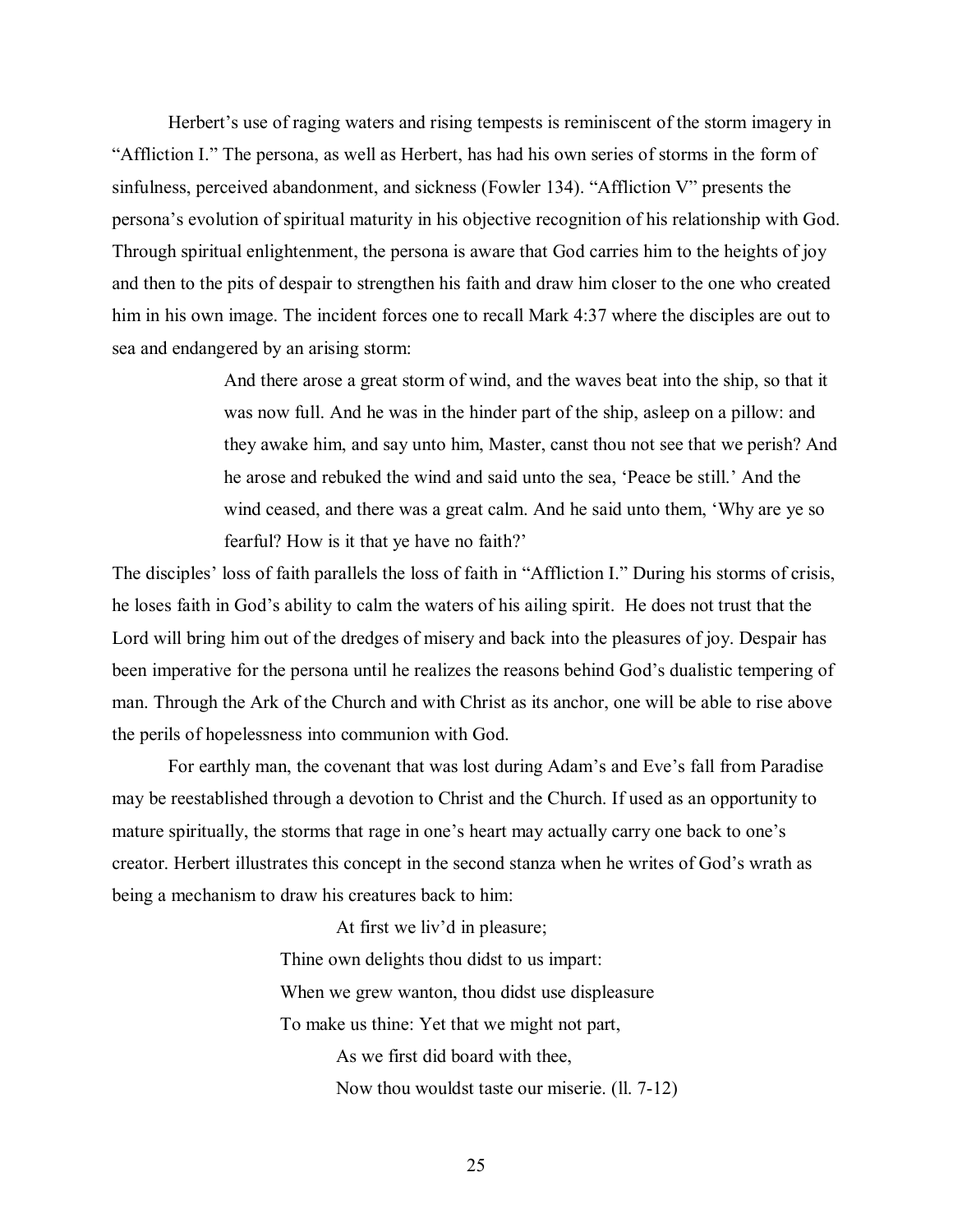Herbert's use of raging waters and rising tempests is reminiscent of the storm imagery in "Affliction I." The persona, as well as Herbert, has had his own series of storms in the form of sinfulness, perceived abandonment, and sickness (Fowler 134). "Affliction V" presents the persona's evolution of spiritual maturity in his objective recognition of his relationship with God. Through spiritual enlightenment, the persona is aware that God carries him to the heights of joy and then to the pits of despair to strengthen his faith and draw him closer to the one who created him in his own image. The incident forces one to recall Mark 4:37 where the disciples are out to sea and endangered by an arising storm:

> And there arose a great storm of wind, and the waves beat into the ship, so that it was now full. And he was in the hinder part of the ship, asleep on a pillow: and they awake him, and say unto him, Master, canst thou not see that we perish? And he arose and rebuked the wind and said unto the sea, 'Peace be still.' And the wind ceased, and there was a great calm. And he said unto them, 'Why are ye so fearful? How is it that ye have no faith?'

The disciples' loss of faith parallels the loss of faith in "Affliction I." During his storms of crisis, he loses faith in God's ability to calm the waters of his ailing spirit. He does not trust that the Lord will bring him out of the dredges of misery and back into the pleasures of joy. Despair has been imperative for the persona until he realizes the reasons behind God's dualistic tempering of man. Through the Ark of the Church and with Christ as its anchor, one will be able to rise above the perils of hopelessness into communion with God.

For earthly man, the covenant that was lost during Adam's and Eve's fall from Paradise may be reestablished through a devotion to Christ and the Church. If used as an opportunity to mature spiritually, the storms that rage in one's heart may actually carry one back to one's creator. Herbert illustrates this concept in the second stanza when he writes of God's wrath as being a mechanism to draw his creatures back to him:

> At first we liv'd in pleasure;
> Thine own delights thou didst to us impart:
> When we grew wanton, thou didst use displeasure
> To make us thine: Yet that we might not part,
> As we first did board with thee,
> Now thou wouldst taste our miserie. (ll. 7-12)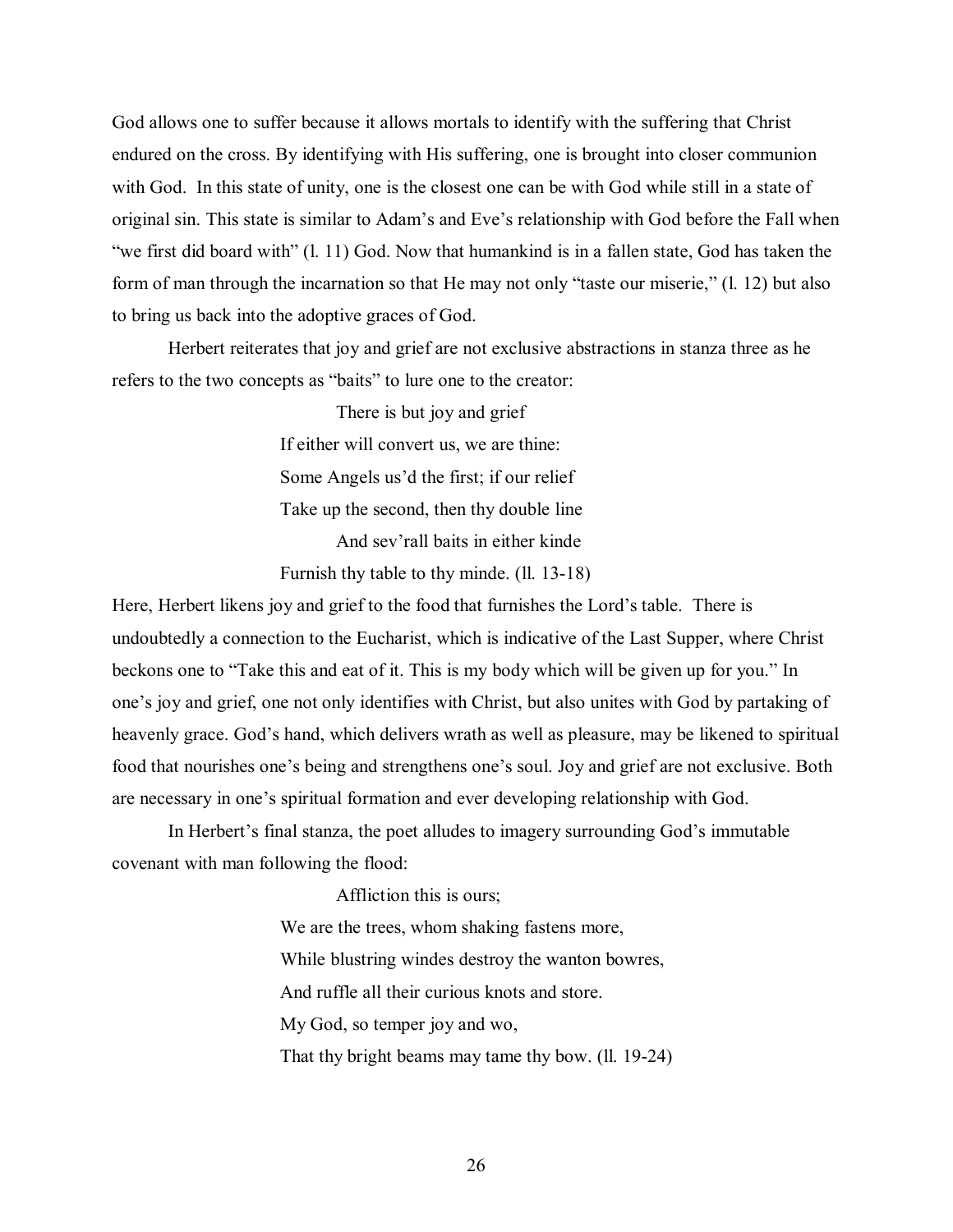God allows one to suffer because it allows mortals to identify with the suffering that Christ endured on the cross. By identifying with His suffering, one is brought into closer communion with God. In this state of unity, one is the closest one can be with God while still in a state of original sin. This state is similar to Adam's and Eve's relationship with God before the Fall when "we first did board with" (l. 11) God. Now that humankind is in a fallen state, God has taken the form of man through the incarnation so that He may not only "taste our miserie," (l. 12) but also to bring us back into the adoptive graces of God.

Herbert reiterates that joy and grief are not exclusive abstractions in stanza three as he refers to the two concepts as "baits" to lure one to the creator:

> There is but joy and grief
> If either will convert us, we are thine:
> Some Angels us'd the first; if our relief
> Take up the second, then thy double line
> And sev'rall baits in either kinde
> Furnish thy table to thy minde. (ll. 13-18)

Here, Herbert likens joy and grief to the food that furnishes the Lord's table. There is undoubtedly a connection to the Eucharist, which is indicative of the Last Supper, where Christ beckons one to "Take this and eat of it. This is my body which will be given up for you." In one's joy and grief, one not only identifies with Christ, but also unites with God by partaking of heavenly grace. God's hand, which delivers wrath as well as pleasure, may be likened to spiritual food that nourishes one's being and strengthens one's soul. Joy and grief are not exclusive. Both are necessary in one's spiritual formation and ever developing relationship with God.

In Herbert's final stanza, the poet alludes to imagery surrounding God's immutable covenant with man following the flood:

> Affliction this is ours;
> We are the trees, whom shaking fastens more,
> While blustring windes destroy the wanton bowres,
> And ruffle all their curious knots and store.
> My God, so temper joy and wo,
> That thy bright beams may tame thy bow. (ll. 19-24)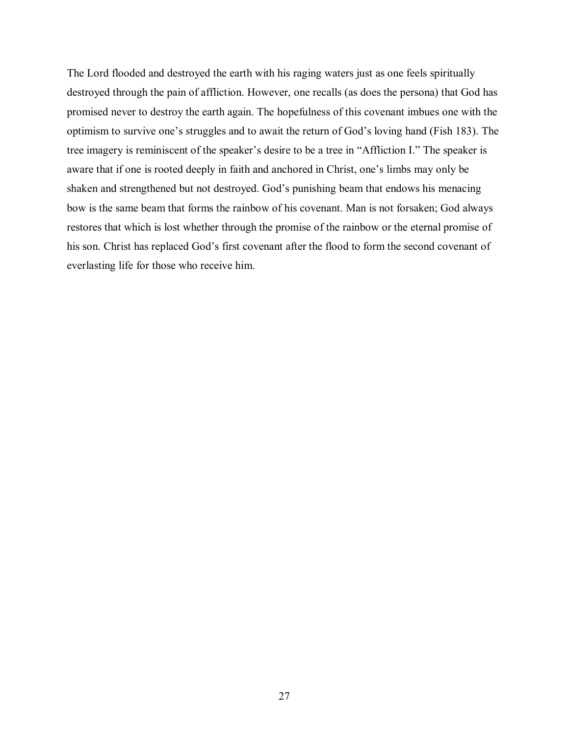The Lord flooded and destroyed the earth with his raging waters just as one feels spiritually destroyed through the pain of affliction. However, one recalls (as does the persona) that God has promised never to destroy the earth again. The hopefulness of this covenant imbues one with the optimism to survive one's struggles and to await the return of God's loving hand (Fish 183). The tree imagery is reminiscent of the speaker's desire to be a tree in "Affliction I." The speaker is aware that if one is rooted deeply in faith and anchored in Christ, one's limbs may only be shaken and strengthened but not destroyed. God's punishing beam that endows his menacing bow is the same beam that forms the rainbow of his covenant. Man is not forsaken; God always restores that which is lost whether through the promise of the rainbow or the eternal promise of his son. Christ has replaced God's first covenant after the flood to form the second covenant of everlasting life for those who receive him.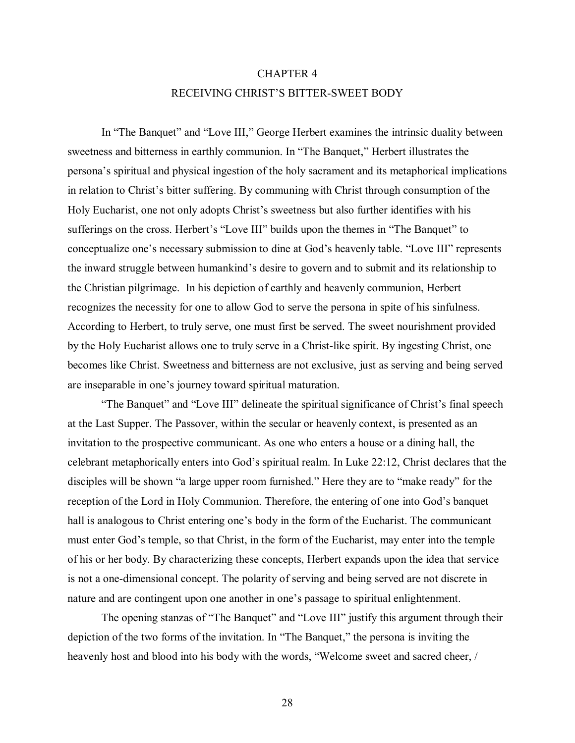# CHAPTER 4
## RECEIVING CHRIST'S BITTER-SWEET BODY

In "The Banquet" and "Love III," George Herbert examines the intrinsic duality between sweetness and bitterness in earthly communion. In "The Banquet," Herbert illustrates the persona's spiritual and physical ingestion of the holy sacrament and its metaphorical implications in relation to Christ's bitter suffering. By communing with Christ through consumption of the Holy Eucharist, one not only adopts Christ's sweetness but also further identifies with his sufferings on the cross. Herbert's "Love III" builds upon the themes in "The Banquet" to conceptualize one's necessary submission to dine at God's heavenly table. "Love III" represents the inward struggle between humankind's desire to govern and to submit and its relationship to the Christian pilgrimage. In his depiction of earthly and heavenly communion, Herbert recognizes the necessity for one to allow God to serve the persona in spite of his sinfulness. According to Herbert, to truly serve, one must first be served. The sweet nourishment provided by the Holy Eucharist allows one to truly serve in a Christ-like spirit. By ingesting Christ, one becomes like Christ. Sweetness and bitterness are not exclusive, just as serving and being served are inseparable in one's journey toward spiritual maturation.

"The Banquet" and "Love III" delineate the spiritual significance of Christ's final speech at the Last Supper. The Passover, within the secular or heavenly context, is presented as an invitation to the prospective communicant. As one who enters a house or a dining hall, the celebrant metaphorically enters into God's spiritual realm. In Luke 22:12, Christ declares that the disciples will be shown "a large upper room furnished." Here they are to "make ready" for the reception of the Lord in Holy Communion. Therefore, the entering of one into God's banquet hall is analogous to Christ entering one's body in the form of the Eucharist. The communicant must enter God's temple, so that Christ, in the form of the Eucharist, may enter into the temple of his or her body. By characterizing these concepts, Herbert expands upon the idea that service is not a one-dimensional concept. The polarity of serving and being served are not discrete in nature and are contingent upon one another in one's passage to spiritual enlightenment.

The opening stanzas of "The Banquet" and "Love III" justify this argument through their depiction of the two forms of the invitation. In "The Banquet," the persona is inviting the heavenly host and blood into his body with the words, "Welcome sweet and sacred cheer, /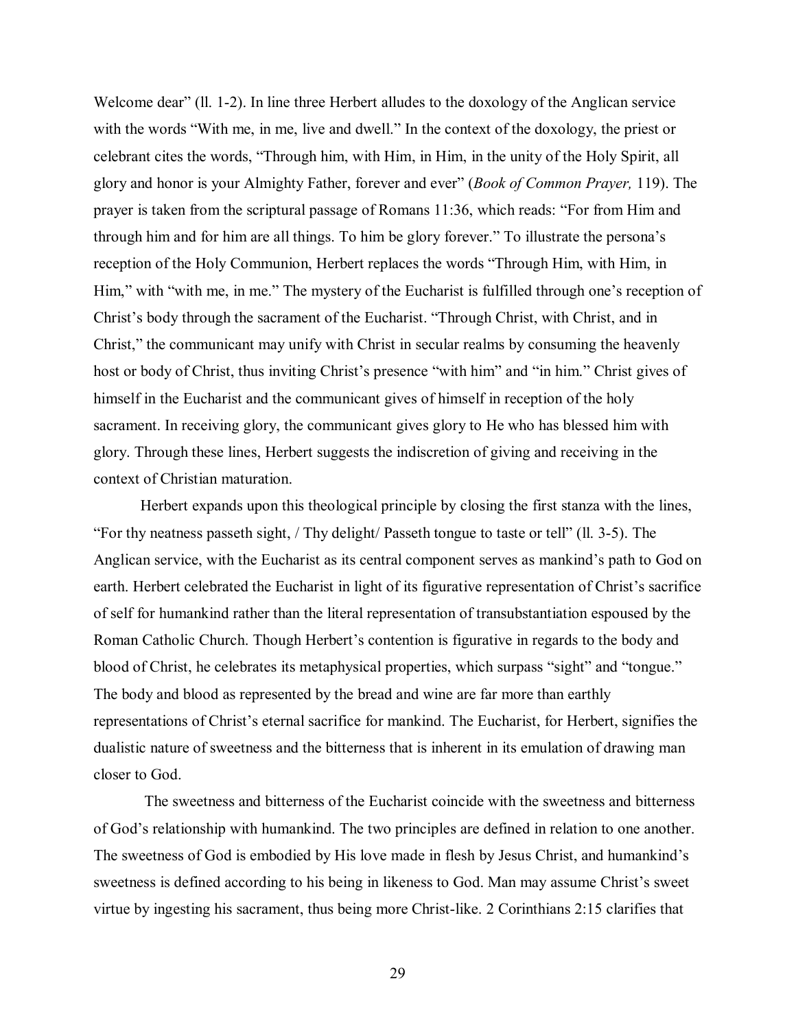Welcome dear" (ll. 1-2). In line three Herbert alludes to the doxology of the Anglican service with the words "With me, in me, live and dwell." In the context of the doxology, the priest or celebrant cites the words, "Through him, with Him, in Him, in the unity of the Holy Spirit, all glory and honor is your Almighty Father, forever and ever" (*Book of Common Prayer,* 119). The prayer is taken from the scriptural passage of Romans 11:36, which reads: "For from Him and through him and for him are all things. To him be glory forever." To illustrate the persona's reception of the Holy Communion, Herbert replaces the words "Through Him, with Him, in Him," with "with me, in me." The mystery of the Eucharist is fulfilled through one's reception of Christ's body through the sacrament of the Eucharist. "Through Christ, with Christ, and in Christ," the communicant may unify with Christ in secular realms by consuming the heavenly host or body of Christ, thus inviting Christ's presence "with him" and "in him." Christ gives of himself in the Eucharist and the communicant gives of himself in reception of the holy sacrament. In receiving glory, the communicant gives glory to He who has blessed him with glory. Through these lines, Herbert suggests the indiscretion of giving and receiving in the context of Christian maturation.

Herbert expands upon this theological principle by closing the first stanza with the lines, "For thy neatness passeth sight, / Thy delight/ Passeth tongue to taste or tell" (ll. 3-5). The Anglican service, with the Eucharist as its central component serves as mankind's path to God on earth. Herbert celebrated the Eucharist in light of its figurative representation of Christ's sacrifice of self for humankind rather than the literal representation of transubstantiation espoused by the Roman Catholic Church. Though Herbert's contention is figurative in regards to the body and blood of Christ, he celebrates its metaphysical properties, which surpass "sight" and "tongue." The body and blood as represented by the bread and wine are far more than earthly representations of Christ's eternal sacrifice for mankind. The Eucharist, for Herbert, signifies the dualistic nature of sweetness and the bitterness that is inherent in its emulation of drawing man closer to God.

The sweetness and bitterness of the Eucharist coincide with the sweetness and bitterness of God's relationship with humankind. The two principles are defined in relation to one another. The sweetness of God is embodied by His love made in flesh by Jesus Christ, and humankind's sweetness is defined according to his being in likeness to God. Man may assume Christ's sweet virtue by ingesting his sacrament, thus being more Christ-like. 2 Corinthians 2:15 clarifies that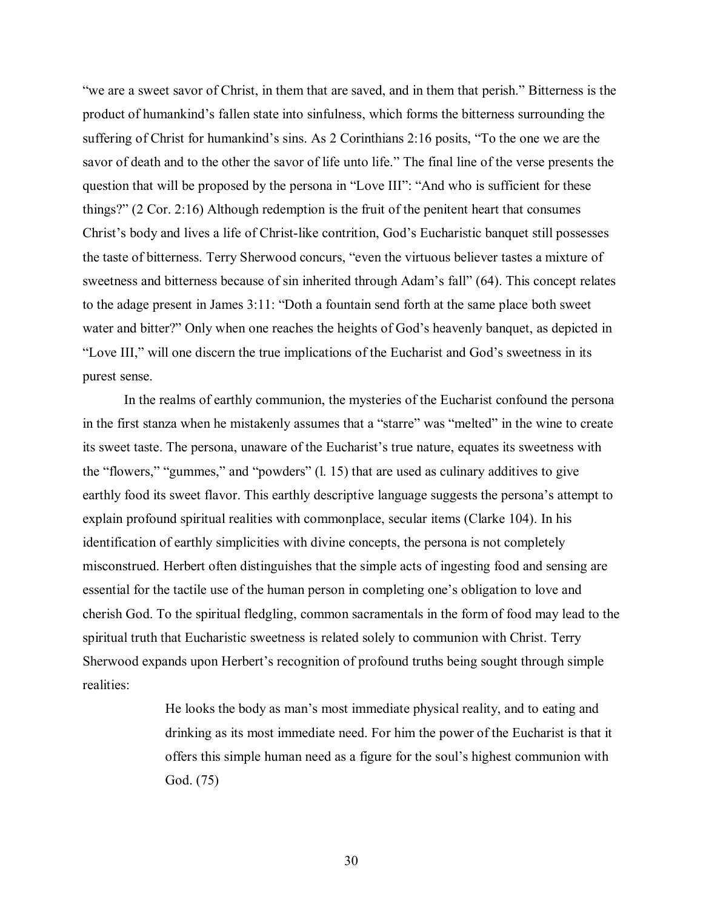"we are a sweet savor of Christ, in them that are saved, and in them that perish." Bitterness is the product of humankind's fallen state into sinfulness, which forms the bitterness surrounding the suffering of Christ for humankind's sins. As 2 Corinthians 2:16 posits, "To the one we are the savor of death and to the other the savor of life unto life." The final line of the verse presents the question that will be proposed by the persona in "Love III": "And who is sufficient for these things?" (2 Cor. 2:16) Although redemption is the fruit of the penitent heart that consumes Christ's body and lives a life of Christ-like contrition, God's Eucharistic banquet still possesses the taste of bitterness. Terry Sherwood concurs, "even the virtuous believer tastes a mixture of sweetness and bitterness because of sin inherited through Adam's fall" (64). This concept relates to the adage present in James 3:11: "Doth a fountain send forth at the same place both sweet water and bitter?" Only when one reaches the heights of God's heavenly banquet, as depicted in "Love III," will one discern the true implications of the Eucharist and God's sweetness in its purest sense.

In the realms of earthly communion, the mysteries of the Eucharist confound the persona in the first stanza when he mistakenly assumes that a "starre" was "melted" in the wine to create its sweet taste. The persona, unaware of the Eucharist's true nature, equates its sweetness with the "flowers," "gummes," and "powders" (l. 15) that are used as culinary additives to give earthly food its sweet flavor. This earthly descriptive language suggests the persona's attempt to explain profound spiritual realities with commonplace, secular items (Clarke 104). In his identification of earthly simplicities with divine concepts, the persona is not completely misconstrued. Herbert often distinguishes that the simple acts of ingesting food and sensing are essential for the tactile use of the human person in completing one's obligation to love and cherish God. To the spiritual fledgling, common sacramentals in the form of food may lead to the spiritual truth that Eucharistic sweetness is related solely to communion with Christ. Terry Sherwood expands upon Herbert's recognition of profound truths being sought through simple realities:

> He looks the body as man's most immediate physical reality, and to eating and drinking as its most immediate need. For him the power of the Eucharist is that it offers this simple human need as a figure for the soul's highest communion with God. (75)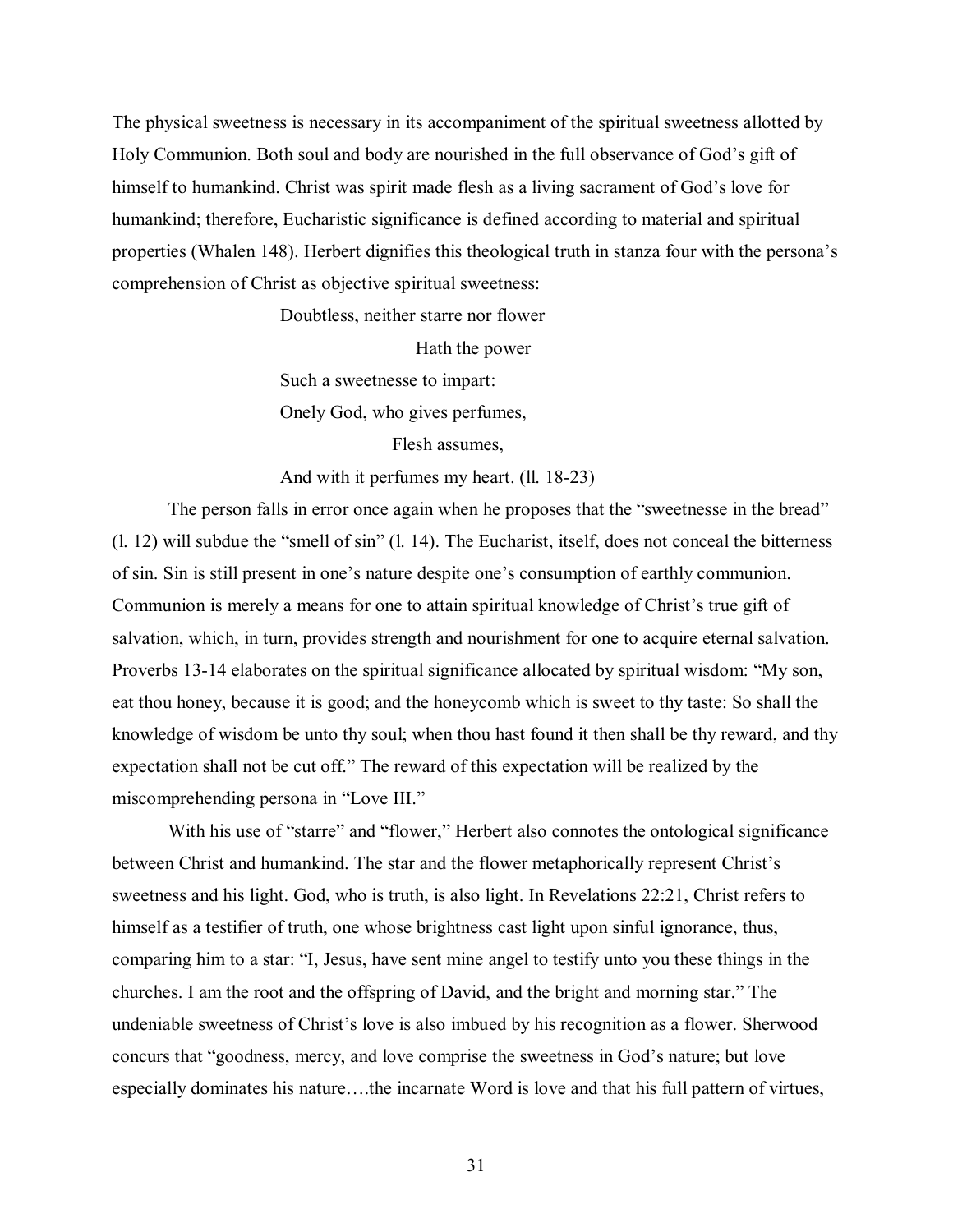The physical sweetness is necessary in its accompaniment of the spiritual sweetness allotted by Holy Communion. Both soul and body are nourished in the full observance of God's gift of himself to humankind. Christ was spirit made flesh as a living sacrament of God's love for humankind; therefore, Eucharistic significance is defined according to material and spiritual properties (Whalen 148). Herbert dignifies this theological truth in stanza four with the persona's comprehension of Christ as objective spiritual sweetness:

> Doubtless, neither starre nor flower
> Hath the power
> Such a sweetnesse to impart:
> Onely God, who gives perfumes,
> Flesh assumes,
> And with it perfumes my heart. (ll. 18-23)

The person falls in error once again when he proposes that the "sweetnesse in the bread" (l. 12) will subdue the "smell of sin" (l. 14). The Eucharist, itself, does not conceal the bitterness of sin. Sin is still present in one's nature despite one's consumption of earthly communion. Communion is merely a means for one to attain spiritual knowledge of Christ's true gift of salvation, which, in turn, provides strength and nourishment for one to acquire eternal salvation. Proverbs 13-14 elaborates on the spiritual significance allocated by spiritual wisdom: "My son, eat thou honey, because it is good; and the honeycomb which is sweet to thy taste: So shall the knowledge of wisdom be unto thy soul; when thou hast found it then shall be thy reward, and thy expectation shall not be cut off." The reward of this expectation will be realized by the miscomprehending persona in "Love III."

With his use of "starre" and "flower," Herbert also connotes the ontological significance between Christ and humankind. The star and the flower metaphorically represent Christ's sweetness and his light. God, who is truth, is also light. In Revelations 22:21, Christ refers to himself as a testifier of truth, one whose brightness cast light upon sinful ignorance, thus, comparing him to a star: "I, Jesus, have sent mine angel to testify unto you these things in the churches. I am the root and the offspring of David, and the bright and morning star." The undeniable sweetness of Christ's love is also imbued by his recognition as a flower. Sherwood concurs that "goodness, mercy, and love comprise the sweetness in God's nature; but love especially dominates his nature….the incarnate Word is love and that his full pattern of virtues,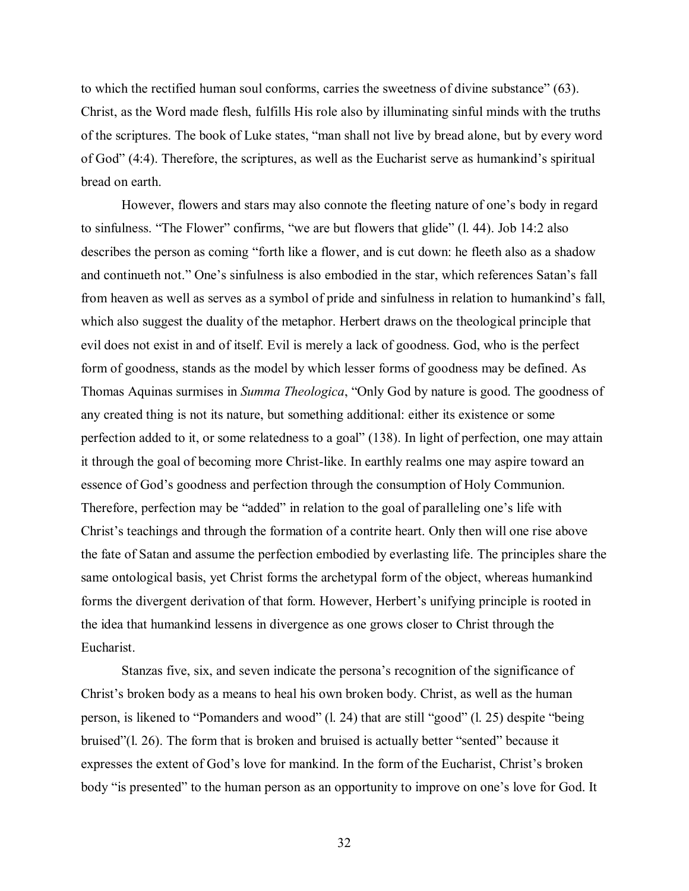to which the rectified human soul conforms, carries the sweetness of divine substance" (63). Christ, as the Word made flesh, fulfills His role also by illuminating sinful minds with the truths of the scriptures. The book of Luke states, "man shall not live by bread alone, but by every word of God" (4:4). Therefore, the scriptures, as well as the Eucharist serve as humankind's spiritual bread on earth.

However, flowers and stars may also connote the fleeting nature of one's body in regard to sinfulness. "The Flower" confirms, "we are but flowers that glide" (l. 44). Job 14:2 also describes the person as coming "forth like a flower, and is cut down: he fleeth also as a shadow and continueth not." One's sinfulness is also embodied in the star, which references Satan's fall from heaven as well as serves as a symbol of pride and sinfulness in relation to humankind's fall, which also suggest the duality of the metaphor. Herbert draws on the theological principle that evil does not exist in and of itself. Evil is merely a lack of goodness. God, who is the perfect form of goodness, stands as the model by which lesser forms of goodness may be defined. As Thomas Aquinas surmises in *Summa Theologica*, "Only God by nature is good. The goodness of any created thing is not its nature, but something additional: either its existence or some perfection added to it, or some relatedness to a goal" (138). In light of perfection, one may attain it through the goal of becoming more Christ-like. In earthly realms one may aspire toward an essence of God's goodness and perfection through the consumption of Holy Communion. Therefore, perfection may be "added" in relation to the goal of paralleling one's life with Christ's teachings and through the formation of a contrite heart. Only then will one rise above the fate of Satan and assume the perfection embodied by everlasting life. The principles share the same ontological basis, yet Christ forms the archetypal form of the object, whereas humankind forms the divergent derivation of that form. However, Herbert's unifying principle is rooted in the idea that humankind lessens in divergence as one grows closer to Christ through the Eucharist.

Stanzas five, six, and seven indicate the persona's recognition of the significance of Christ's broken body as a means to heal his own broken body. Christ, as well as the human person, is likened to "Pomanders and wood" (l. 24) that are still "good" (l. 25) despite "being bruised"(l. 26). The form that is broken and bruised is actually better "sented" because it expresses the extent of God's love for mankind. In the form of the Eucharist, Christ's broken body "is presented" to the human person as an opportunity to improve on one's love for God. It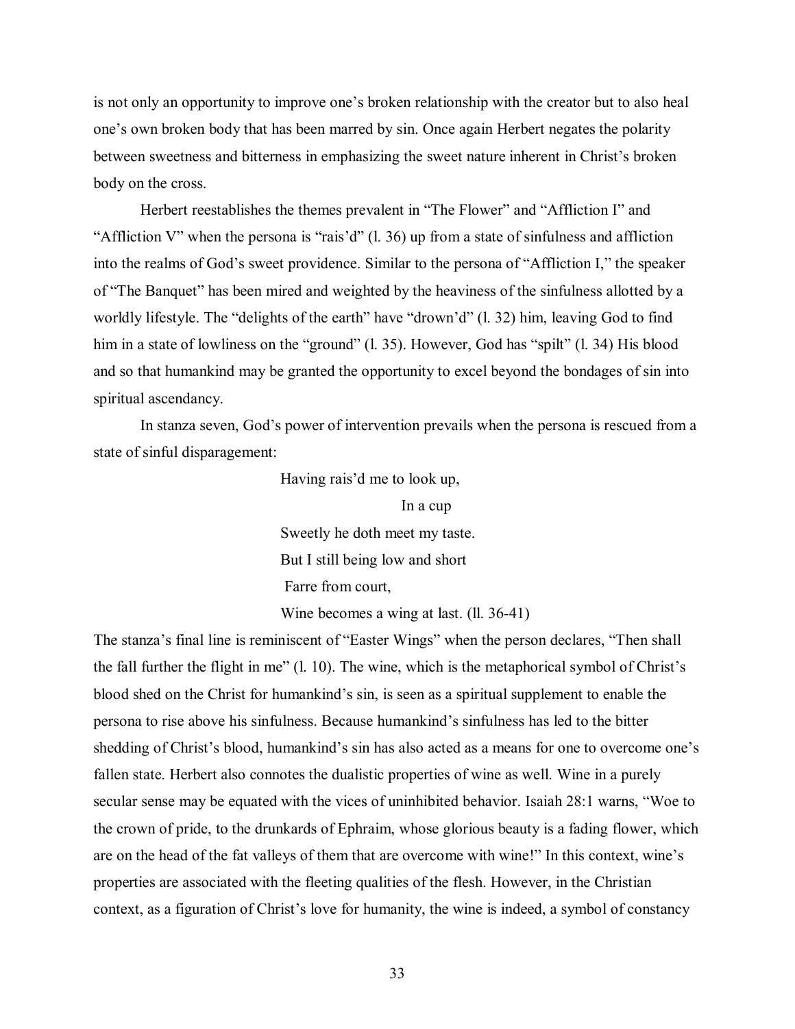is not only an opportunity to improve one's broken relationship with the creator but to also heal one's own broken body that has been marred by sin. Once again Herbert negates the polarity between sweetness and bitterness in emphasizing the sweet nature inherent in Christ's broken body on the cross.

Herbert reestablishes the themes prevalent in "The Flower" and "Affliction I" and "Affliction V" when the persona is "rais'd" (l. 36) up from a state of sinfulness and affliction into the realms of God's sweet providence. Similar to the persona of "Affliction I," the speaker of "The Banquet" has been mired and weighted by the heaviness of the sinfulness allotted by a worldly lifestyle. The "delights of the earth" have "drown'd" (l. 32) him, leaving God to find him in a state of lowliness on the "ground" (l. 35). However, God has "spilt" (l. 34) His blood and so that humankind may be granted the opportunity to excel beyond the bondages of sin into spiritual ascendancy.

In stanza seven, God's power of intervention prevails when the persona is rescued from a state of sinful disparagement:

> Having rais'd me to look up,
>
> In a cup
>
> Sweetly he doth meet my taste.
>
> But I still being low and short
>
> Farre from court,
>
> Wine becomes a wing at last. (ll. 36-41)

The stanza's final line is reminiscent of "Easter Wings" when the person declares, "Then shall the fall further the flight in me" (l. 10). The wine, which is the metaphorical symbol of Christ's blood shed on the Christ for humankind's sin, is seen as a spiritual supplement to enable the persona to rise above his sinfulness. Because humankind's sinfulness has led to the bitter shedding of Christ's blood, humankind's sin has also acted as a means for one to overcome one's fallen state. Herbert also connotes the dualistic properties of wine as well. Wine in a purely secular sense may be equated with the vices of uninhibited behavior. Isaiah 28:1 warns, "Woe to the crown of pride, to the drunkards of Ephraim, whose glorious beauty is a fading flower, which are on the head of the fat valleys of them that are overcome with wine!" In this context, wine's properties are associated with the fleeting qualities of the flesh. However, in the Christian context, as a figuration of Christ's love for humanity, the wine is indeed, a symbol of constancy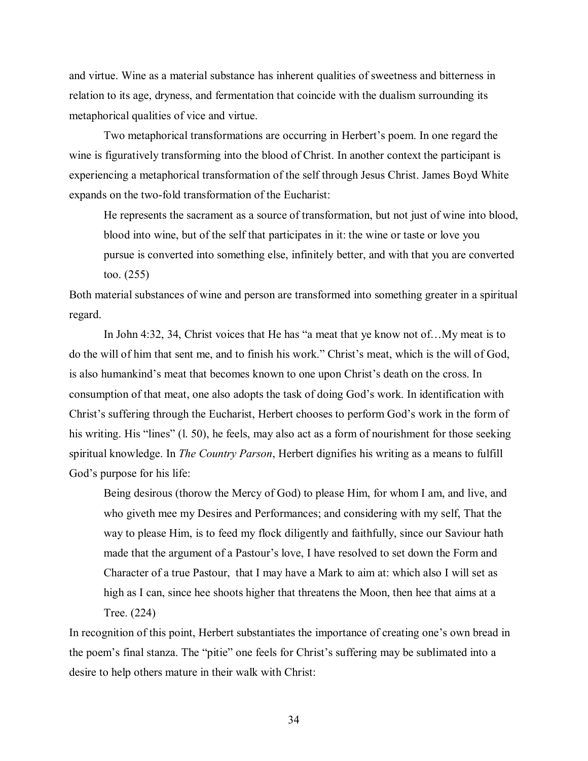and virtue. Wine as a material substance has inherent qualities of sweetness and bitterness in relation to its age, dryness, and fermentation that coincide with the dualism surrounding its metaphorical qualities of vice and virtue.

Two metaphorical transformations are occurring in Herbert's poem. In one regard the wine is figuratively transforming into the blood of Christ. In another context the participant is experiencing a metaphorical transformation of the self through Jesus Christ. James Boyd White expands on the two-fold transformation of the Eucharist:

> He represents the sacrament as a source of transformation, but not just of wine into blood, blood into wine, but of the self that participates in it: the wine or taste or love you pursue is converted into something else, infinitely better, and with that you are converted too. (255)

Both material substances of wine and person are transformed into something greater in a spiritual regard.

In John 4:32, 34, Christ voices that He has "a meat that ye know not of…My meat is to do the will of him that sent me, and to finish his work." Christ's meat, which is the will of God, is also humankind's meat that becomes known to one upon Christ's death on the cross. In consumption of that meat, one also adopts the task of doing God's work. In identification with Christ's suffering through the Eucharist, Herbert chooses to perform God's work in the form of his writing. His "lines" (l. 50), he feels, may also act as a form of nourishment for those seeking spiritual knowledge. In *The Country Parson*, Herbert dignifies his writing as a means to fulfill God's purpose for his life:

> Being desirous (thorow the Mercy of God) to please Him, for whom I am, and live, and who giveth mee my Desires and Performances; and considering with my self, That the way to please Him, is to feed my flock diligently and faithfully, since our Saviour hath made that the argument of a Pastour's love, I have resolved to set down the Form and Character of a true Pastour, that I may have a Mark to aim at: which also I will set as high as I can, since hee shoots higher that threatens the Moon, then hee that aims at a Tree. (224)

In recognition of this point, Herbert substantiates the importance of creating one's own bread in the poem's final stanza. The "pitie" one feels for Christ's suffering may be sublimated into a desire to help others mature in their walk with Christ: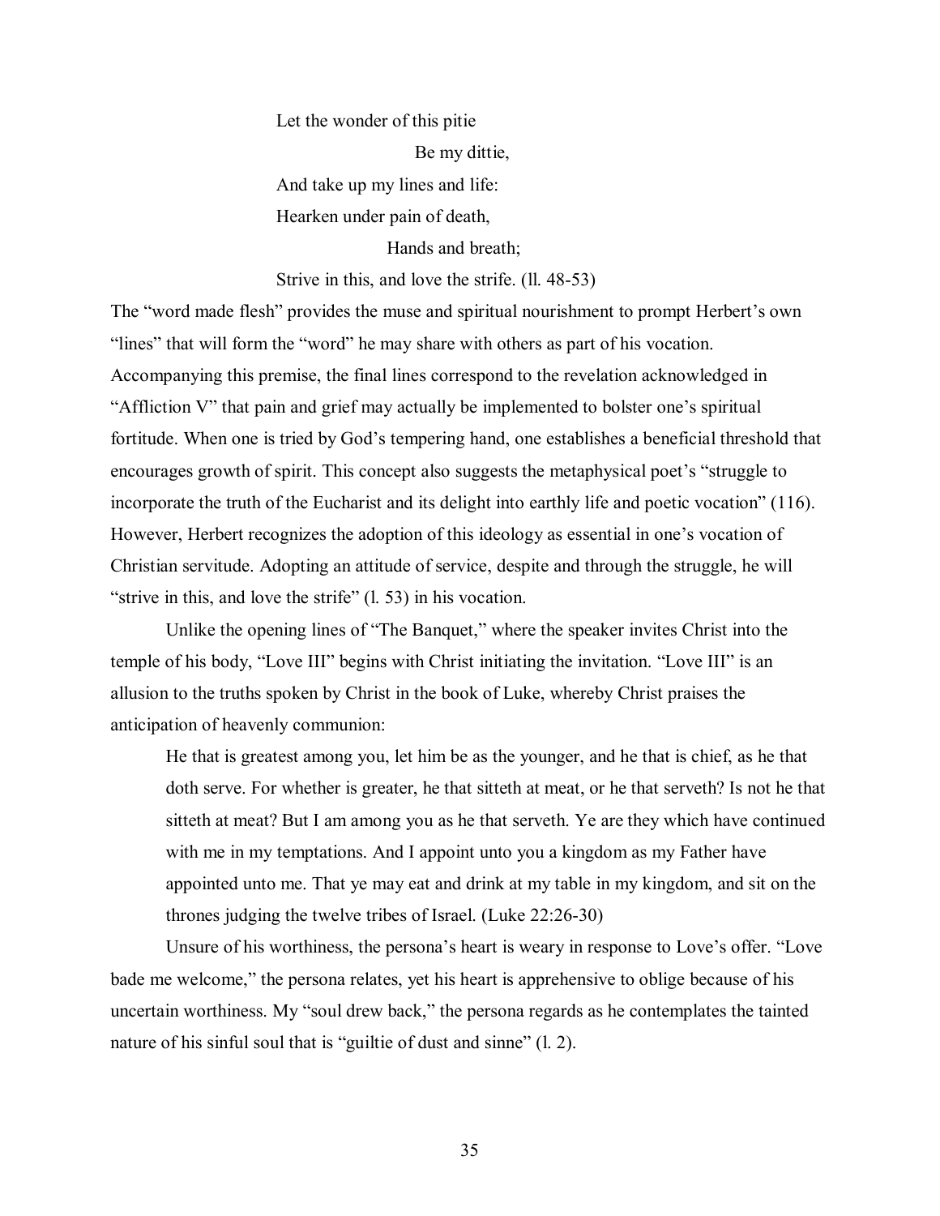> Let the wonder of this pitie
> Be my dittie,
> And take up my lines and life:
> Hearken under pain of death,
> Hands and breath;
> Strive in this, and love the strife. (ll. 48-53)

The "word made flesh" provides the muse and spiritual nourishment to prompt Herbert's own "lines" that will form the "word" he may share with others as part of his vocation. Accompanying this premise, the final lines correspond to the revelation acknowledged in "Affliction V" that pain and grief may actually be implemented to bolster one's spiritual fortitude. When one is tried by God's tempering hand, one establishes a beneficial threshold that encourages growth of spirit. This concept also suggests the metaphysical poet's "struggle to incorporate the truth of the Eucharist and its delight into earthly life and poetic vocation" (116). However, Herbert recognizes the adoption of this ideology as essential in one's vocation of Christian servitude. Adopting an attitude of service, despite and through the struggle, he will "strive in this, and love the strife" (l. 53) in his vocation.

Unlike the opening lines of "The Banquet," where the speaker invites Christ into the temple of his body, "Love III" begins with Christ initiating the invitation. "Love III" is an allusion to the truths spoken by Christ in the book of Luke, whereby Christ praises the anticipation of heavenly communion:

> He that is greatest among you, let him be as the younger, and he that is chief, as he that doth serve. For whether is greater, he that sitteth at meat, or he that serveth? Is not he that sitteth at meat? But I am among you as he that serveth. Ye are they which have continued with me in my temptations. And I appoint unto you a kingdom as my Father have appointed unto me. That ye may eat and drink at my table in my kingdom, and sit on the thrones judging the twelve tribes of Israel. (Luke 22:26-30)

Unsure of his worthiness, the persona's heart is weary in response to Love's offer. "Love bade me welcome," the persona relates, yet his heart is apprehensive to oblige because of his uncertain worthiness. My "soul drew back," the persona regards as he contemplates the tainted nature of his sinful soul that is "guiltie of dust and sinne" (l. 2).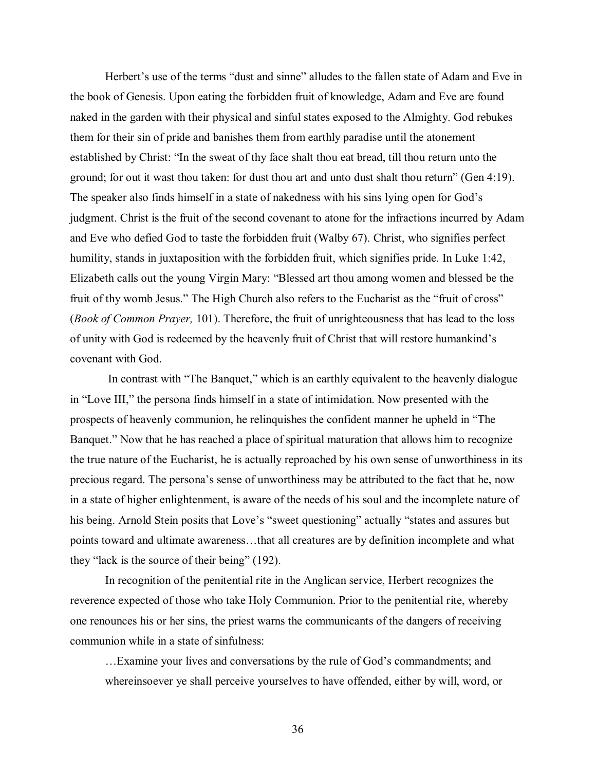Herbert's use of the terms "dust and sinne" alludes to the fallen state of Adam and Eve in the book of Genesis. Upon eating the forbidden fruit of knowledge, Adam and Eve are found naked in the garden with their physical and sinful states exposed to the Almighty. God rebukes them for their sin of pride and banishes them from earthly paradise until the atonement established by Christ: "In the sweat of thy face shalt thou eat bread, till thou return unto the ground; for out it wast thou taken: for dust thou art and unto dust shalt thou return" (Gen 4:19). The speaker also finds himself in a state of nakedness with his sins lying open for God's judgment. Christ is the fruit of the second covenant to atone for the infractions incurred by Adam and Eve who defied God to taste the forbidden fruit (Walby 67). Christ, who signifies perfect humility, stands in juxtaposition with the forbidden fruit, which signifies pride. In Luke 1:42, Elizabeth calls out the young Virgin Mary: "Blessed art thou among women and blessed be the fruit of thy womb Jesus." The High Church also refers to the Eucharist as the "fruit of cross" (*Book of Common Prayer,* 101). Therefore, the fruit of unrighteousness that has lead to the loss of unity with God is redeemed by the heavenly fruit of Christ that will restore humankind's covenant with God.

In contrast with "The Banquet," which is an earthly equivalent to the heavenly dialogue in "Love III," the persona finds himself in a state of intimidation. Now presented with the prospects of heavenly communion, he relinquishes the confident manner he upheld in "The Banquet." Now that he has reached a place of spiritual maturation that allows him to recognize the true nature of the Eucharist, he is actually reproached by his own sense of unworthiness in its precious regard. The persona's sense of unworthiness may be attributed to the fact that he, now in a state of higher enlightenment, is aware of the needs of his soul and the incomplete nature of his being. Arnold Stein posits that Love's "sweet questioning" actually "states and assures but points toward and ultimate awareness…that all creatures are by definition incomplete and what they "lack is the source of their being" (192).

In recognition of the penitential rite in the Anglican service, Herbert recognizes the reverence expected of those who take Holy Communion. Prior to the penitential rite, whereby one renounces his or her sins, the priest warns the communicants of the dangers of receiving communion while in a state of sinfulness:

> …Examine your lives and conversations by the rule of God's commandments; and whereinsoever ye shall perceive yourselves to have offended, either by will, word, or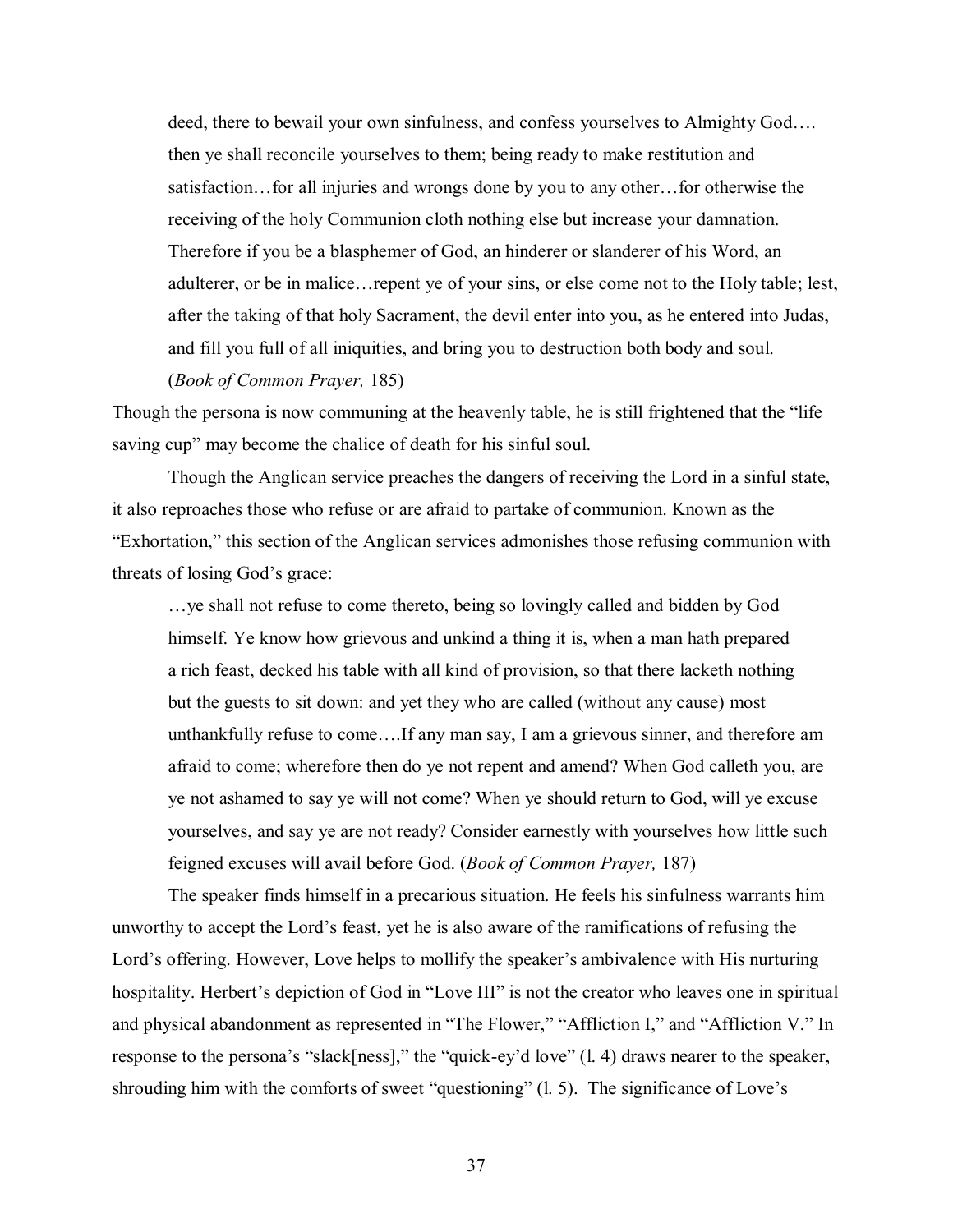> deed, there to bewail your own sinfulness, and confess yourselves to Almighty God…. then ye shall reconcile yourselves to them; being ready to make restitution and satisfaction…for all injuries and wrongs done by you to any other…for otherwise the receiving of the holy Communion cloth nothing else but increase your damnation. Therefore if you be a blasphemer of God, an hinderer or slanderer of his Word, an adulterer, or be in malice…repent ye of your sins, or else come not to the Holy table; lest, after the taking of that holy Sacrament, the devil enter into you, as he entered into Judas, and fill you full of all iniquities, and bring you to destruction both body and soul. (*Book of Common Prayer,* 185)

Though the persona is now communing at the heavenly table, he is still frightened that the "life saving cup" may become the chalice of death for his sinful soul.

Though the Anglican service preaches the dangers of receiving the Lord in a sinful state, it also reproaches those who refuse or are afraid to partake of communion. Known as the "Exhortation," this section of the Anglican services admonishes those refusing communion with threats of losing God's grace:

> …ye shall not refuse to come thereto, being so lovingly called and bidden by God himself. Ye know how grievous and unkind a thing it is, when a man hath prepared a rich feast, decked his table with all kind of provision, so that there lacketh nothing but the guests to sit down: and yet they who are called (without any cause) most unthankfully refuse to come….If any man say, I am a grievous sinner, and therefore am afraid to come; wherefore then do ye not repent and amend? When God calleth you, are ye not ashamed to say ye will not come? When ye should return to God, will ye excuse yourselves, and say ye are not ready? Consider earnestly with yourselves how little such feigned excuses will avail before God. (*Book of Common Prayer,* 187)

The speaker finds himself in a precarious situation. He feels his sinfulness warrants him unworthy to accept the Lord's feast, yet he is also aware of the ramifications of refusing the Lord's offering. However, Love helps to mollify the speaker's ambivalence with His nurturing hospitality. Herbert's depiction of God in "Love III" is not the creator who leaves one in spiritual and physical abandonment as represented in "The Flower," "Affliction I," and "Affliction V." In response to the persona's "slack[ness]," the "quick-ey'd love" (l. 4) draws nearer to the speaker, shrouding him with the comforts of sweet "questioning" (l. 5). The significance of Love's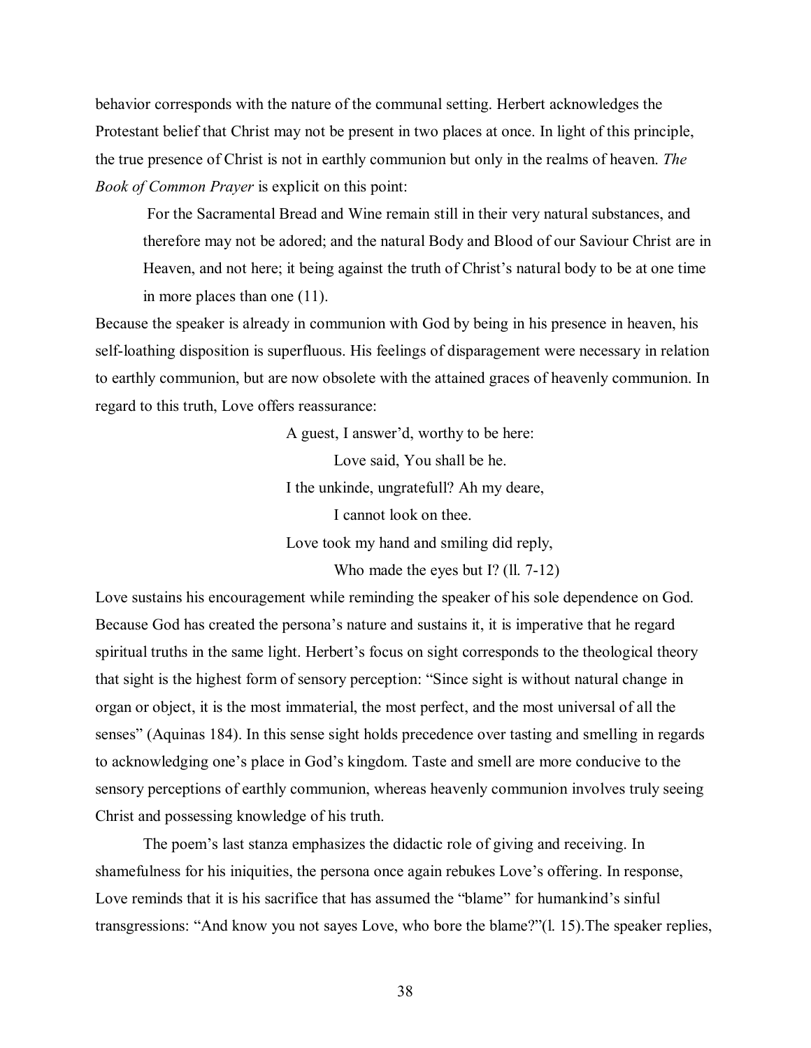behavior corresponds with the nature of the communal setting. Herbert acknowledges the Protestant belief that Christ may not be present in two places at once. In light of this principle, the true presence of Christ is not in earthly communion but only in the realms of heaven. *The Book of Common Prayer* is explicit on this point:

> For the Sacramental Bread and Wine remain still in their very natural substances, and therefore may not be adored; and the natural Body and Blood of our Saviour Christ are in Heaven, and not here; it being against the truth of Christ's natural body to be at one time in more places than one (11).

Because the speaker is already in communion with God by being in his presence in heaven, his self-loathing disposition is superfluous. His feelings of disparagement were necessary in relation to earthly communion, but are now obsolete with the attained graces of heavenly communion. In regard to this truth, Love offers reassurance:

> A guest, I answer'd, worthy to be here:
> Love said, You shall be he.
> I the unkinde, ungratefull? Ah my deare,
> I cannot look on thee.
> Love took my hand and smiling did reply,
> Who made the eyes but I? (ll. 7-12)

Love sustains his encouragement while reminding the speaker of his sole dependence on God. Because God has created the persona's nature and sustains it, it is imperative that he regard spiritual truths in the same light. Herbert's focus on sight corresponds to the theological theory that sight is the highest form of sensory perception: "Since sight is without natural change in organ or object, it is the most immaterial, the most perfect, and the most universal of all the senses" (Aquinas 184). In this sense sight holds precedence over tasting and smelling in regards to acknowledging one's place in God's kingdom. Taste and smell are more conducive to the sensory perceptions of earthly communion, whereas heavenly communion involves truly seeing Christ and possessing knowledge of his truth.

The poem's last stanza emphasizes the didactic role of giving and receiving. In shamefulness for his iniquities, the persona once again rebukes Love's offering. In response, Love reminds that it is his sacrifice that has assumed the "blame" for humankind's sinful transgressions: "And know you not sayes Love, who bore the blame?"(l. 15).The speaker replies,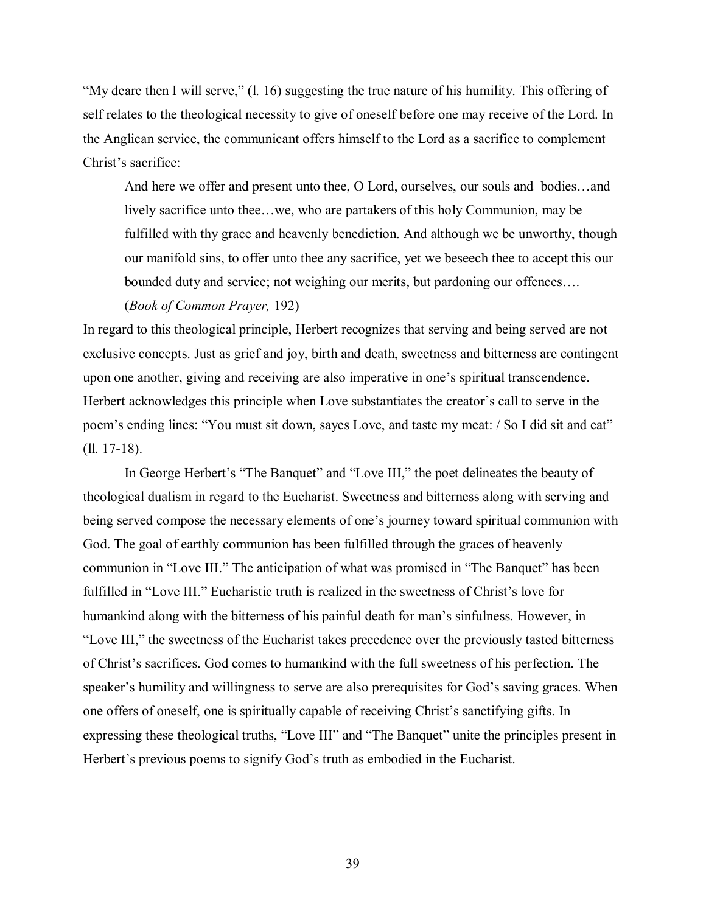"My deare then I will serve," (l. 16) suggesting the true nature of his humility. This offering of self relates to the theological necessity to give of oneself before one may receive of the Lord. In the Anglican service, the communicant offers himself to the Lord as a sacrifice to complement Christ's sacrifice:

> And here we offer and present unto thee, O Lord, ourselves, our souls and bodies…and lively sacrifice unto thee…we, who are partakers of this holy Communion, may be fulfilled with thy grace and heavenly benediction. And although we be unworthy, though our manifold sins, to offer unto thee any sacrifice, yet we beseech thee to accept this our bounded duty and service; not weighing our merits, but pardoning our offences…. (*Book of Common Prayer,* 192)

In regard to this theological principle, Herbert recognizes that serving and being served are not exclusive concepts. Just as grief and joy, birth and death, sweetness and bitterness are contingent upon one another, giving and receiving are also imperative in one's spiritual transcendence. Herbert acknowledges this principle when Love substantiates the creator's call to serve in the poem's ending lines: "You must sit down, sayes Love, and taste my meat: / So I did sit and eat" (ll. 17-18).

In George Herbert's "The Banquet" and "Love III," the poet delineates the beauty of theological dualism in regard to the Eucharist. Sweetness and bitterness along with serving and being served compose the necessary elements of one's journey toward spiritual communion with God. The goal of earthly communion has been fulfilled through the graces of heavenly communion in "Love III." The anticipation of what was promised in "The Banquet" has been fulfilled in "Love III." Eucharistic truth is realized in the sweetness of Christ's love for humankind along with the bitterness of his painful death for man's sinfulness. However, in "Love III," the sweetness of the Eucharist takes precedence over the previously tasted bitterness of Christ's sacrifices. God comes to humankind with the full sweetness of his perfection. The speaker's humility and willingness to serve are also prerequisites for God's saving graces. When one offers of oneself, one is spiritually capable of receiving Christ's sanctifying gifts. In expressing these theological truths, "Love III" and "The Banquet" unite the principles present in Herbert's previous poems to signify God's truth as embodied in the Eucharist.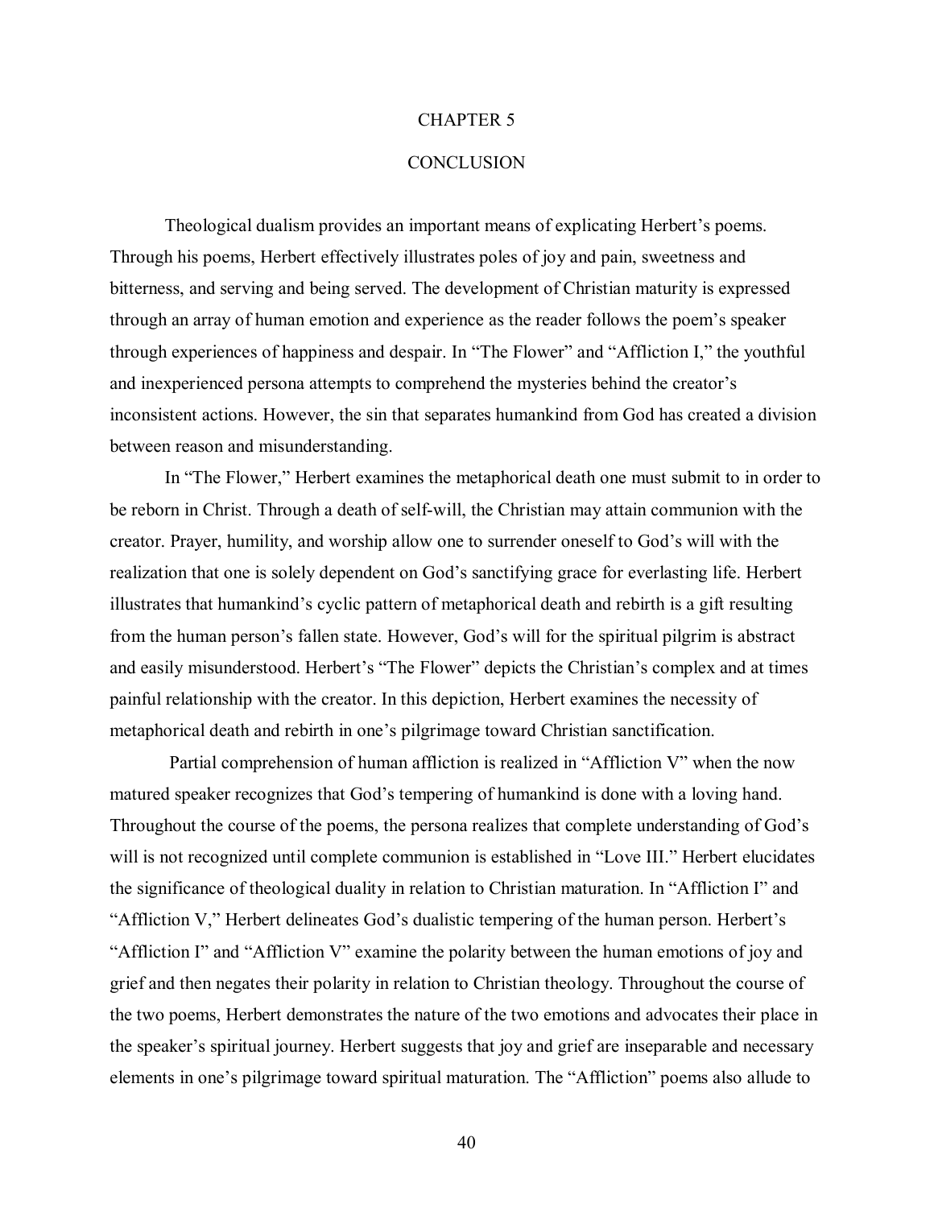# CHAPTER 5

# CONCLUSION

Theological dualism provides an important means of explicating Herbert's poems. Through his poems, Herbert effectively illustrates poles of joy and pain, sweetness and bitterness, and serving and being served. The development of Christian maturity is expressed through an array of human emotion and experience as the reader follows the poem's speaker through experiences of happiness and despair. In "The Flower" and "Affliction I," the youthful and inexperienced persona attempts to comprehend the mysteries behind the creator's inconsistent actions. However, the sin that separates humankind from God has created a division between reason and misunderstanding.

In "The Flower," Herbert examines the metaphorical death one must submit to in order to be reborn in Christ. Through a death of self-will, the Christian may attain communion with the creator. Prayer, humility, and worship allow one to surrender oneself to God's will with the realization that one is solely dependent on God's sanctifying grace for everlasting life. Herbert illustrates that humankind's cyclic pattern of metaphorical death and rebirth is a gift resulting from the human person's fallen state. However, God's will for the spiritual pilgrim is abstract and easily misunderstood. Herbert's "The Flower" depicts the Christian's complex and at times painful relationship with the creator. In this depiction, Herbert examines the necessity of metaphorical death and rebirth in one's pilgrimage toward Christian sanctification.

Partial comprehension of human affliction is realized in "Affliction V" when the now matured speaker recognizes that God's tempering of humankind is done with a loving hand. Throughout the course of the poems, the persona realizes that complete understanding of God's will is not recognized until complete communion is established in "Love III." Herbert elucidates the significance of theological duality in relation to Christian maturation. In "Affliction I" and "Affliction V," Herbert delineates God's dualistic tempering of the human person. Herbert's "Affliction I" and "Affliction V" examine the polarity between the human emotions of joy and grief and then negates their polarity in relation to Christian theology. Throughout the course of the two poems, Herbert demonstrates the nature of the two emotions and advocates their place in the speaker's spiritual journey. Herbert suggests that joy and grief are inseparable and necessary elements in one's pilgrimage toward spiritual maturation. The "Affliction" poems also allude to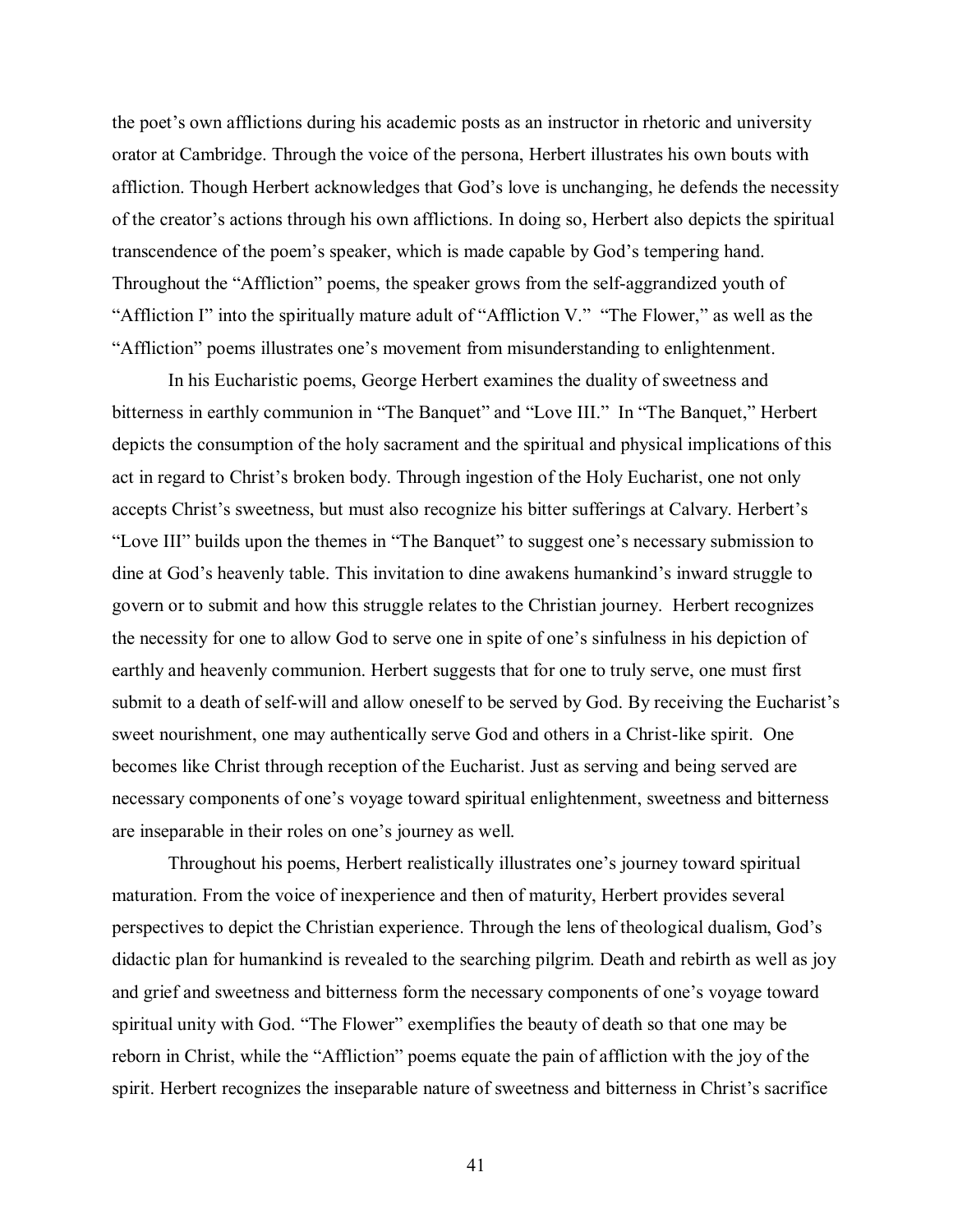the poet's own afflictions during his academic posts as an instructor in rhetoric and university orator at Cambridge. Through the voice of the persona, Herbert illustrates his own bouts with affliction. Though Herbert acknowledges that God's love is unchanging, he defends the necessity of the creator's actions through his own afflictions. In doing so, Herbert also depicts the spiritual transcendence of the poem's speaker, which is made capable by God's tempering hand. Throughout the "Affliction" poems, the speaker grows from the self-aggrandized youth of "Affliction I" into the spiritually mature adult of "Affliction V." "The Flower," as well as the "Affliction" poems illustrates one's movement from misunderstanding to enlightenment.

In his Eucharistic poems, George Herbert examines the duality of sweetness and bitterness in earthly communion in "The Banquet" and "Love III." In "The Banquet," Herbert depicts the consumption of the holy sacrament and the spiritual and physical implications of this act in regard to Christ's broken body. Through ingestion of the Holy Eucharist, one not only accepts Christ's sweetness, but must also recognize his bitter sufferings at Calvary. Herbert's "Love III" builds upon the themes in "The Banquet" to suggest one's necessary submission to dine at God's heavenly table. This invitation to dine awakens humankind's inward struggle to govern or to submit and how this struggle relates to the Christian journey. Herbert recognizes the necessity for one to allow God to serve one in spite of one's sinfulness in his depiction of earthly and heavenly communion. Herbert suggests that for one to truly serve, one must first submit to a death of self-will and allow oneself to be served by God. By receiving the Eucharist's sweet nourishment, one may authentically serve God and others in a Christ-like spirit. One becomes like Christ through reception of the Eucharist. Just as serving and being served are necessary components of one's voyage toward spiritual enlightenment, sweetness and bitterness are inseparable in their roles on one's journey as well.

Throughout his poems, Herbert realistically illustrates one's journey toward spiritual maturation. From the voice of inexperience and then of maturity, Herbert provides several perspectives to depict the Christian experience. Through the lens of theological dualism, God's didactic plan for humankind is revealed to the searching pilgrim. Death and rebirth as well as joy and grief and sweetness and bitterness form the necessary components of one's voyage toward spiritual unity with God. "The Flower" exemplifies the beauty of death so that one may be reborn in Christ, while the "Affliction" poems equate the pain of affliction with the joy of the spirit. Herbert recognizes the inseparable nature of sweetness and bitterness in Christ's sacrifice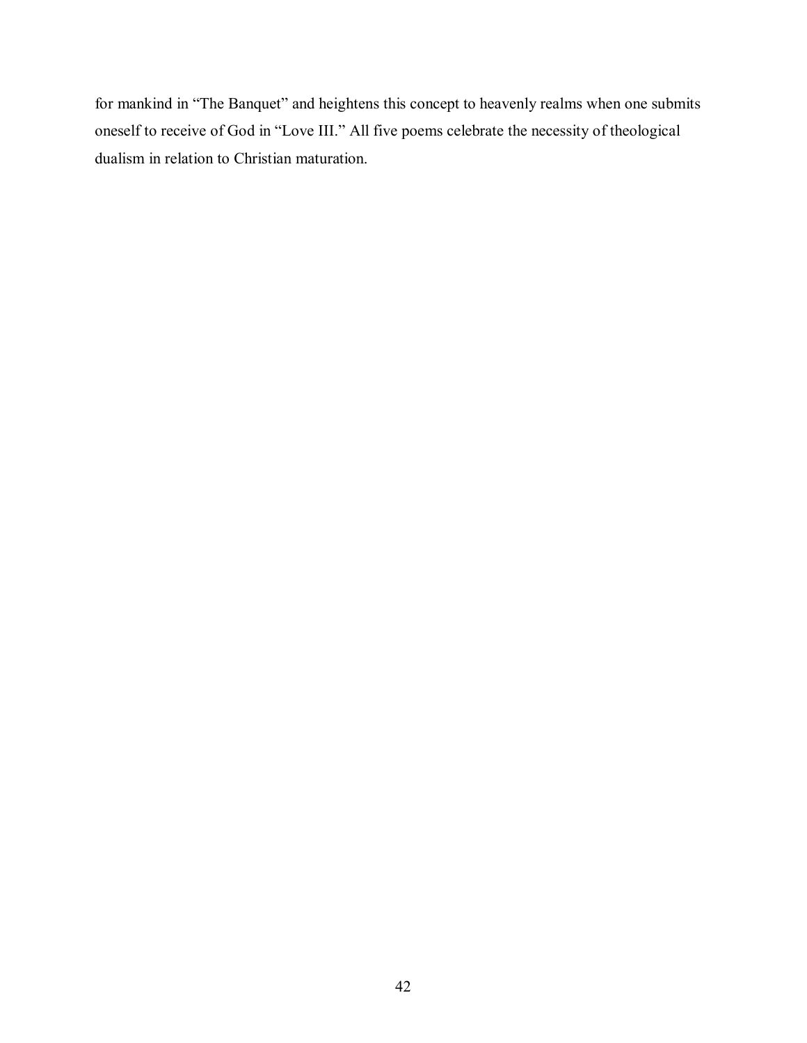for mankind in "The Banquet" and heightens this concept to heavenly realms when one submits oneself to receive of God in "Love III." All five poems celebrate the necessity of theological dualism in relation to Christian maturation.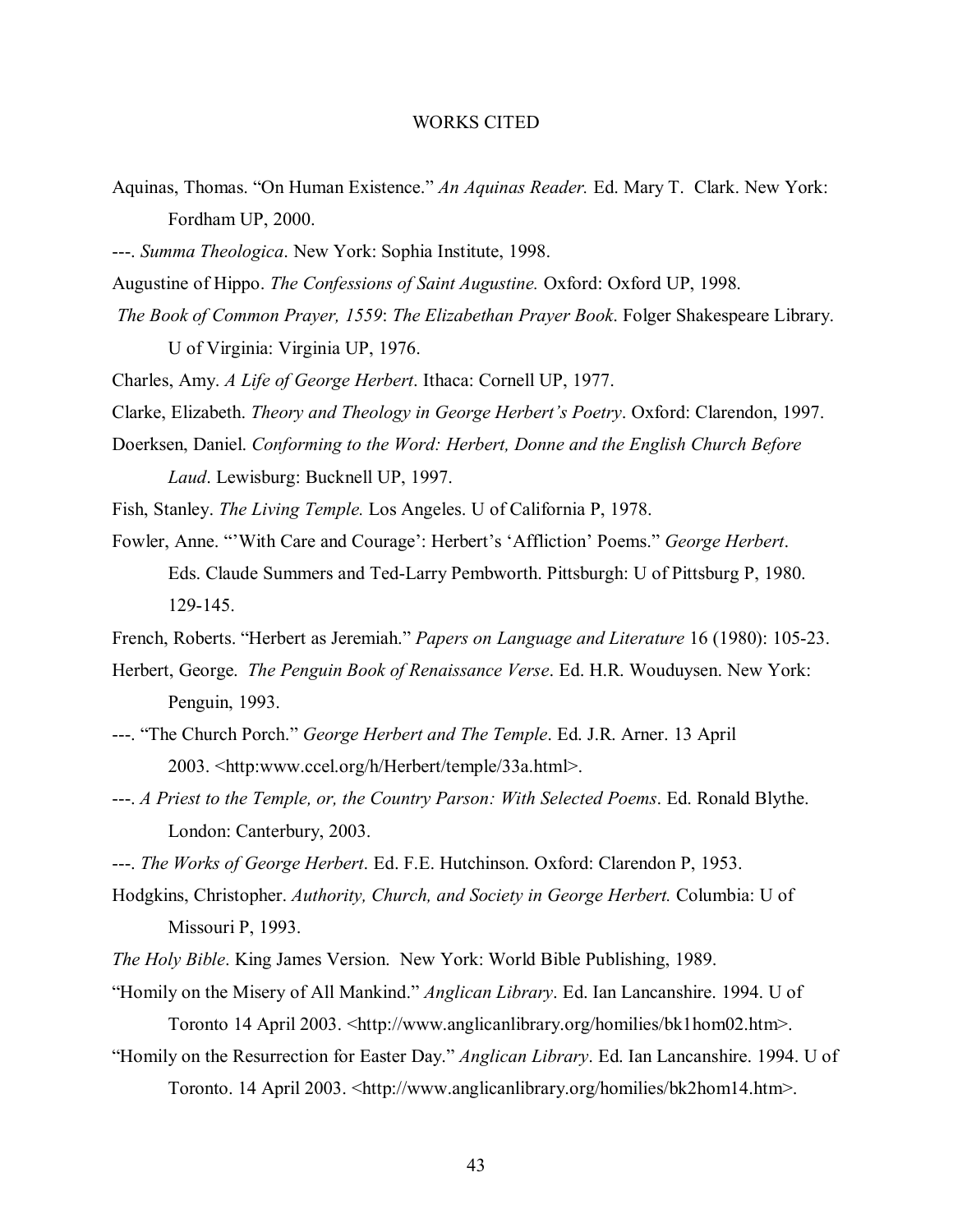# WORKS CITED

Aquinas, Thomas. "On Human Existence." *An Aquinas Reader.* Ed. Mary T. Clark. New York: Fordham UP, 2000.

---. *Summa Theologica*. New York: Sophia Institute, 1998.

Augustine of Hippo. *The Confessions of Saint Augustine.* Oxford: Oxford UP, 1998.

*The Book of Common Prayer, 1559*: *The Elizabethan Prayer Book*. Folger Shakespeare Library. U of Virginia: Virginia UP, 1976.

Charles, Amy. *A Life of George Herbert*. Ithaca: Cornell UP, 1977.

Clarke, Elizabeth. *Theory and Theology in George Herbert's Poetry*. Oxford: Clarendon, 1997.

Doerksen, Daniel. *Conforming to the Word: Herbert, Donne and the English Church Before Laud*. Lewisburg: Bucknell UP, 1997.

Fish, Stanley. *The Living Temple.* Los Angeles. U of California P, 1978.

Fowler, Anne. "'With Care and Courage': Herbert's 'Affliction' Poems." *George Herbert*. Eds. Claude Summers and Ted-Larry Pembworth. Pittsburgh: U of Pittsburg P, 1980. 129-145.

French, Roberts. "Herbert as Jeremiah." *Papers on Language and Literature* 16 (1980): 105-23.

Herbert, George. *The Penguin Book of Renaissance Verse*. Ed. H.R. Wouduysen. New York: Penguin, 1993.

---. "The Church Porch." *George Herbert and The Temple*. Ed. J.R. Arner. 13 April 2003. <http:www.ccel.org/h/Herbert/temple/33a.html>.

---. *A Priest to the Temple, or, the Country Parson: With Selected Poems*. Ed. Ronald Blythe. London: Canterbury, 2003.

---. *The Works of George Herbert*. Ed. F.E. Hutchinson. Oxford: Clarendon P, 1953.

Hodgkins, Christopher. *Authority, Church, and Society in George Herbert.* Columbia: U of Missouri P, 1993.

*The Holy Bible*. King James Version. New York: World Bible Publishing, 1989.

"Homily on the Misery of All Mankind." *Anglican Library*. Ed. Ian Lancanshire. 1994. U of Toronto 14 April 2003. <http://www.anglicanlibrary.org/homilies/bk1hom02.htm>.

"Homily on the Resurrection for Easter Day." *Anglican Library*. Ed. Ian Lancanshire. 1994. U of Toronto. 14 April 2003. <http://www.anglicanlibrary.org/homilies/bk2hom14.htm>.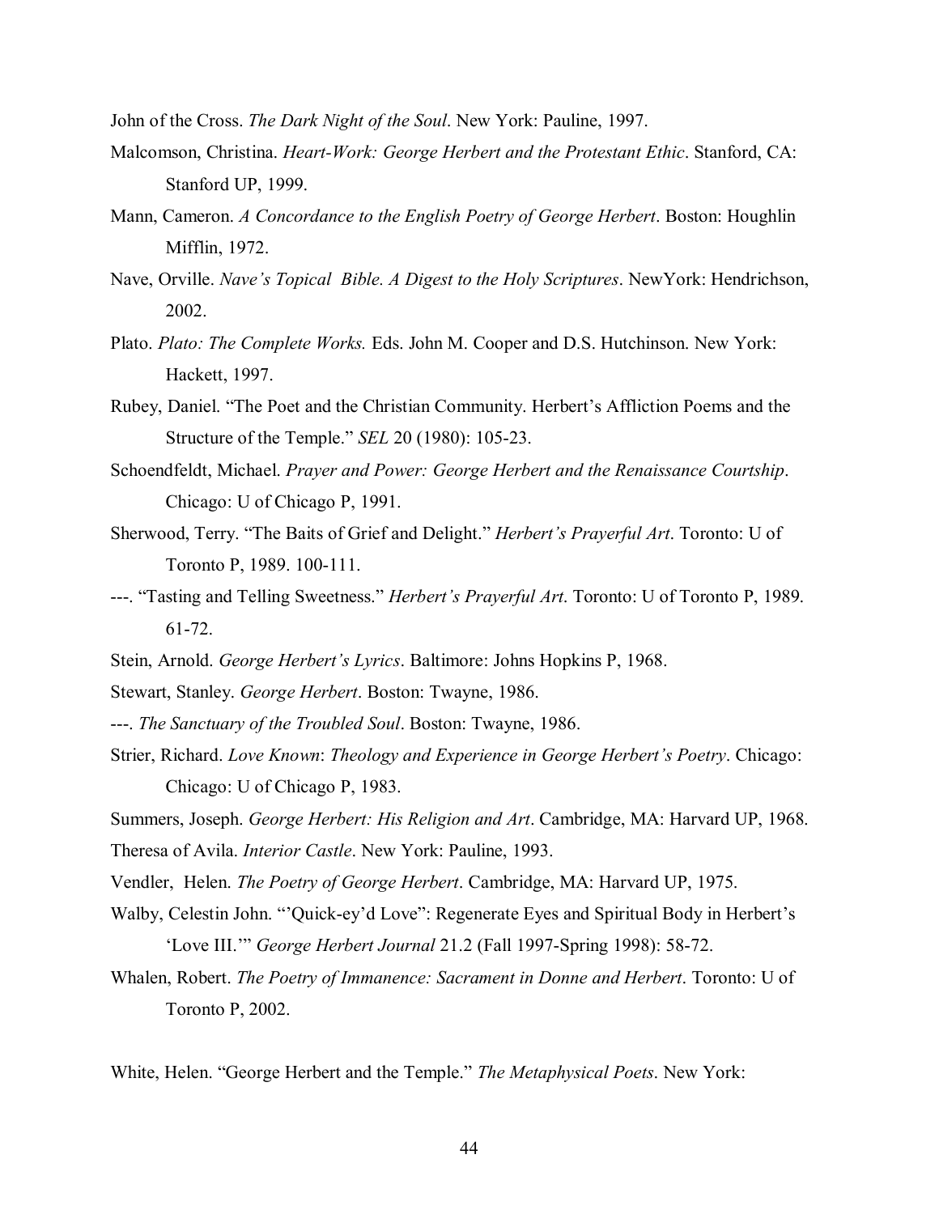John of the Cross. *The Dark Night of the Soul*. New York: Pauline, 1997.

Malcomson, Christina. *Heart-Work: George Herbert and the Protestant Ethic*. Stanford, CA: Stanford UP, 1999.

Mann, Cameron. *A Concordance to the English Poetry of George Herbert*. Boston: Houghlin Mifflin, 1972.

Nave, Orville. *Nave's Topical Bible. A Digest to the Holy Scriptures*. NewYork: Hendrichson, 2002.

Plato. *Plato: The Complete Works.* Eds. John M. Cooper and D.S. Hutchinson. New York: Hackett, 1997.

Rubey, Daniel. "The Poet and the Christian Community. Herbert's Affliction Poems and the Structure of the Temple." *SEL* 20 (1980): 105-23.

Schoendfeldt, Michael. *Prayer and Power: George Herbert and the Renaissance Courtship*. Chicago: U of Chicago P, 1991.

Sherwood, Terry. "The Baits of Grief and Delight." *Herbert's Prayerful Art*. Toronto: U of Toronto P, 1989. 100-111.

---. "Tasting and Telling Sweetness." *Herbert's Prayerful Art*. Toronto: U of Toronto P, 1989. 61-72.

Stein, Arnold. *George Herbert's Lyrics*. Baltimore: Johns Hopkins P, 1968.

Stewart, Stanley. *George Herbert*. Boston: Twayne, 1986.

---. *The Sanctuary of the Troubled Soul*. Boston: Twayne, 1986.

Strier, Richard. *Love Known*: *Theology and Experience in George Herbert's Poetry*. Chicago: Chicago: U of Chicago P, 1983.

Summers, Joseph. *George Herbert: His Religion and Art*. Cambridge, MA: Harvard UP, 1968.

Theresa of Avila. *Interior Castle*. New York: Pauline, 1993.

Vendler, Helen. *The Poetry of George Herbert*. Cambridge, MA: Harvard UP, 1975.

Walby, Celestin John. "'Quick-ey'd Love": Regenerate Eyes and Spiritual Body in Herbert's 'Love III.'" *George Herbert Journal* 21.2 (Fall 1997-Spring 1998): 58-72.

Whalen, Robert. *The Poetry of Immanence: Sacrament in Donne and Herbert*. Toronto: U of Toronto P, 2002.

White, Helen. "George Herbert and the Temple." *The Metaphysical Poets*. New York: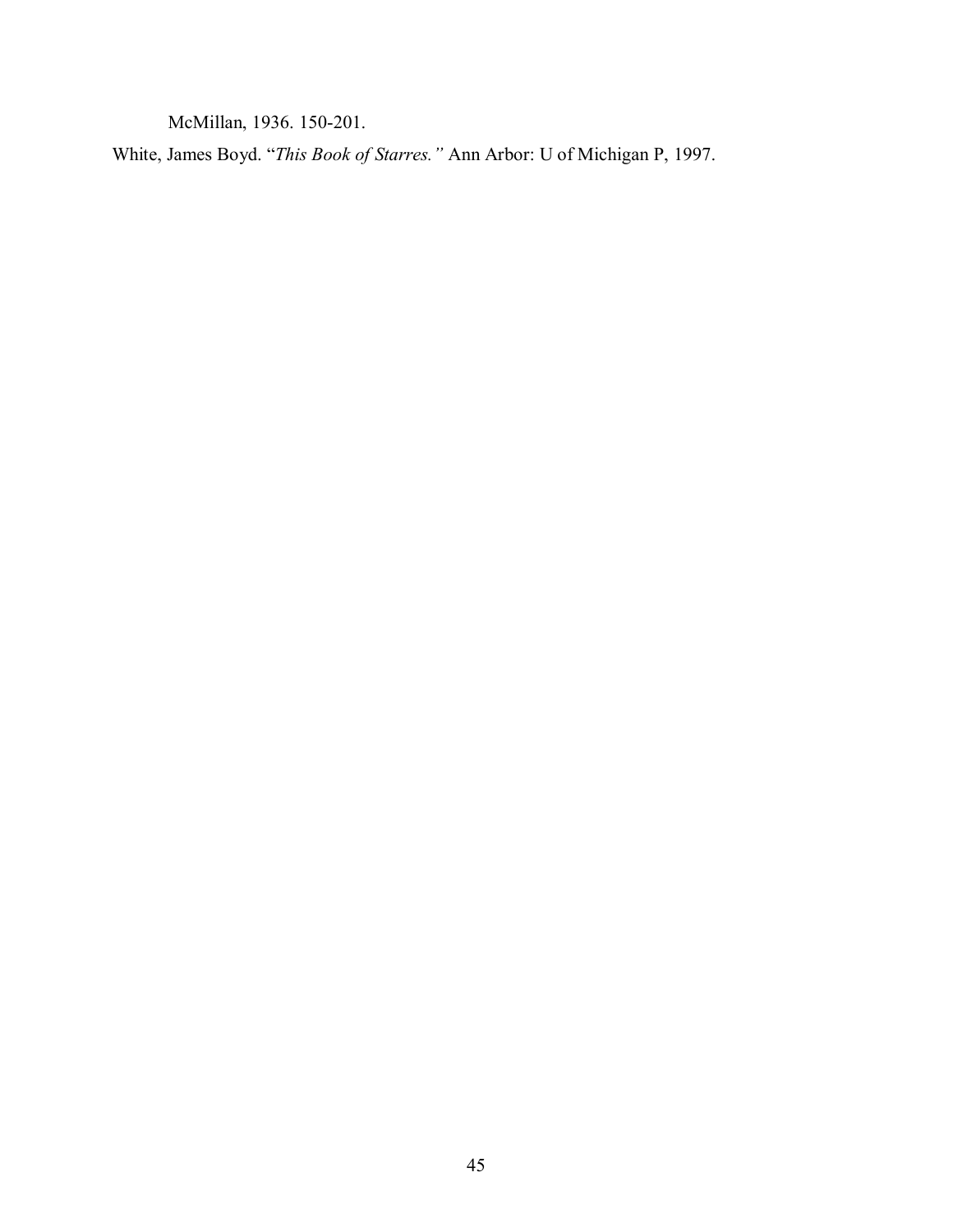McMillan, 1936. 150-201.

White, James Boyd. "*This Book of Starres.*" Ann Arbor: U of Michigan P, 1997.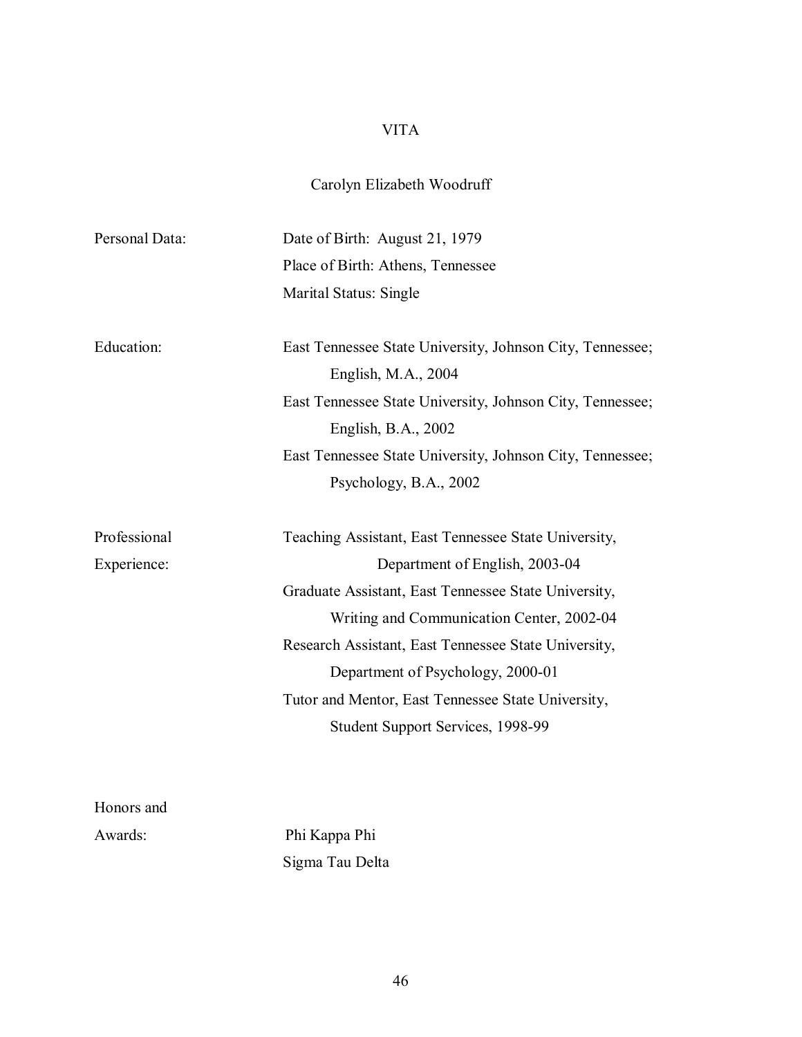# VITA

## Carolyn Elizabeth Woodruff

| | |
|---|---|
| Personal Data: | Date of Birth: August 21, 1979<br>Place of Birth: Athens, Tennessee<br>Marital Status: Single |
| Education: | East Tennessee State University, Johnson City, Tennessee; English, M.A., 2004<br>East Tennessee State University, Johnson City, Tennessee; English, B.A., 2002<br>East Tennessee State University, Johnson City, Tennessee; Psychology, B.A., 2002 |
| Professional Experience: | Teaching Assistant, East Tennessee State University, Department of English, 2003-04<br>Graduate Assistant, East Tennessee State University, Writing and Communication Center, 2002-04<br>Research Assistant, East Tennessee State University, Department of Psychology, 2000-01<br>Tutor and Mentor, East Tennessee State University, Student Support Services, 1998-99 |
| Honors and Awards: | Phi Kappa Phi<br>Sigma Tau Delta |